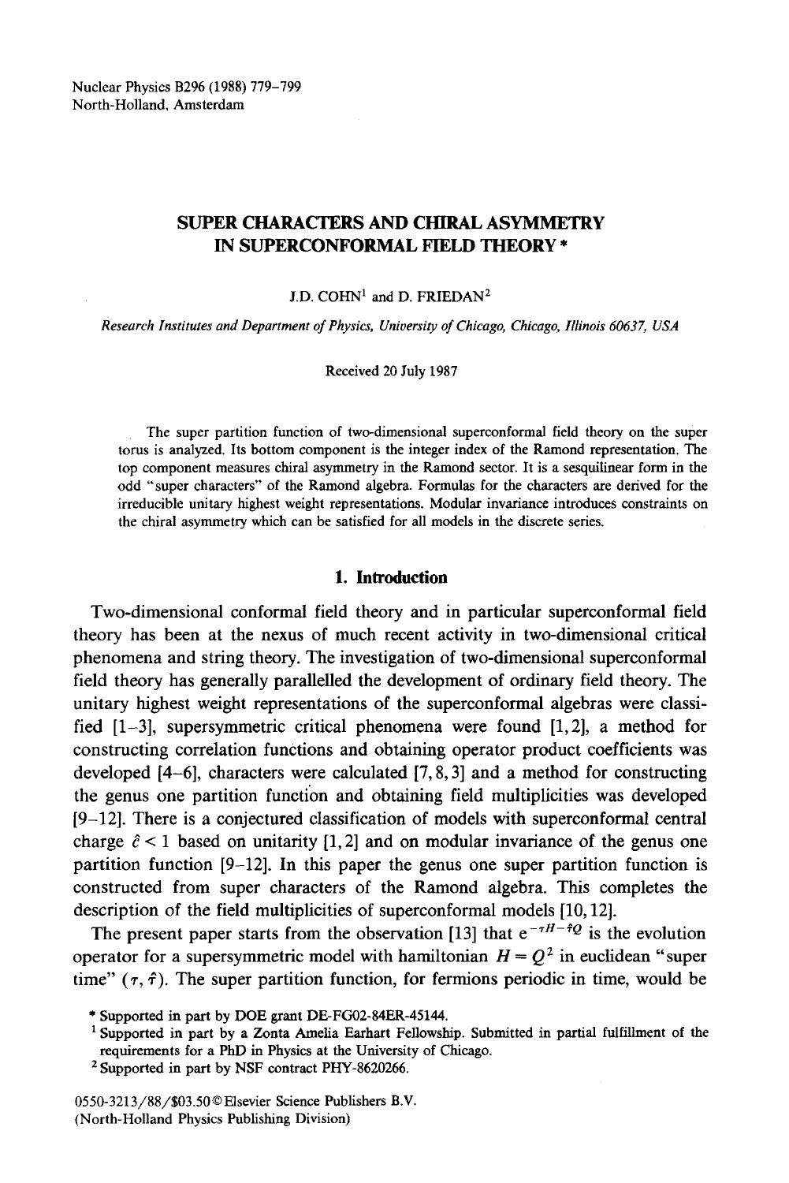# SUPER CHARACTERS AND CHIRAL ASYMMETRY IN SUPERCONFORMAL FIELD THEORY *

J.D. COHN[1] and D. FRIEDAN[2]

*Research Institutes and Department of Physics, University of Chicago, Chicago, Illinois 60637, USA*

Received 20 July 1987

The super partition function of two-dimensional superconformal field theory on the super torus is analyzed. Its bottom component is the integer index of the Ramond representation. The top component measures chiral asymmetry in the Ramond sector. It is a sesquilinear form in the odd "super characters" of the Ramond algebra. Formulas for the characters are derived for the irreducible unitary highest weight representations. Modular invariance introduces constraints on the chiral asymmetry which can be satisfied for all models in the discrete series.

## 1. Introduction

Two-dimensional conformal field theory and in particular superconformal field theory has been at the nexus of much recent activity in two-dimensional critical phenomena and string theory. The investigation of two-dimensional superconformal field theory has generally parallelled the development of ordinary field theory. The unitary highest weight representations of the superconformal algebras were classified [1–3], supersymmetric critical phenomena were found [1, 2], a method for constructing correlation functions and obtaining operator product coefficients was developed [4–6], characters were calculated [7, 8, 3] and a method for constructing the genus one partition function and obtaining field multiplicities was developed [9–12]. There is a conjectured classification of models with superconformal central charge $\hat{c} < 1$ based on unitarity [1, 2] and on modular invariance of the genus one partition function [9–12]. In this paper the genus one super partition function is constructed from super characters of the Ramond algebra. This completes the description of the field multiplicities of superconformal models [10, 12].

The present paper starts from the observation [13] that $e^{-\tau H - \hat{\tau} Q}$ is the evolution operator for a supersymmetric model with hamiltonian $H = Q^2$ in euclidean "super time" $(\tau, \hat{\tau})$. The super partition function, for fermions periodic in time, would be

\* Supported in part by DOE grant DE-FG02-84ER-45144.

[1] Supported in part by a Zonta Amelia Earhart Fellowship. Submitted in partial fulfillment of the requirements for a PhD in Physics at the University of Chicago.

[2] Supported in part by NSF contract PHY-8620266.

0550-3213/88/$03.50 © Elsevier Science Publishers B.V. (North-Holland Physics Publishing Division)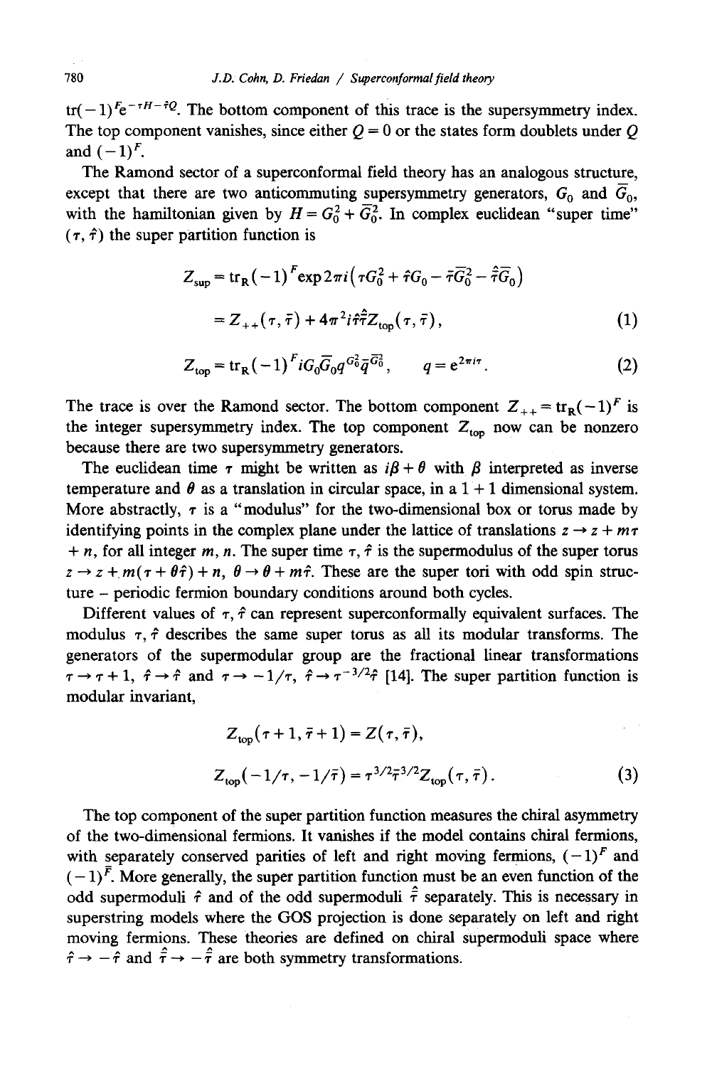$\mathrm{tr}(-1)^F e^{-\tau H - \hat{\tau} Q}$. The bottom component of this trace is the supersymmetry index. The top component vanishes, since either $Q = 0$ or the states form doublets under $Q$ and $(-1)^F$.

The Ramond sector of a superconformal field theory has an analogous structure, except that there are two anticommuting supersymmetry generators, $G_0$ and $\bar{G}_0$, with the hamiltonian given by $H = G_0^2 + \bar{G}_0^2$. In complex euclidean "super time" $(\tau, \hat{\tau})$ the super partition function is

$$Z_{\text{sup}} = \mathrm{tr}_{\mathrm{R}}(-1)^F \exp 2\pi i \left( \tau G_0^2 + \hat{\tau} G_0 - \bar{\tau} \bar{G}_0^2 - \hat{\bar{\tau}} \bar{G}_0 \right)$$

$$= Z_{++}(\tau, \bar{\tau}) + 4\pi^2 i \hat{\tau} \hat{\bar{\tau}} Z_{\text{top}}(\tau, \bar{\tau}), \tag{1}$$

$$Z_{\text{top}} = \mathrm{tr}_{\mathrm{R}}(-1)^F i G_0 \bar{G}_0 q^{G_0^2} \bar{q}^{\bar{G}_0^2}, \qquad q = e^{2\pi i \tau}. \tag{2}$$

The trace is over the Ramond sector. The bottom component $Z_{++} = \mathrm{tr}_{\mathrm{R}}(-1)^F$ is the integer supersymmetry index. The top component $Z_{\text{top}}$ now can be nonzero because there are two supersymmetry generators.

The euclidean time $\tau$ might be written as $i\beta + \theta$ with $\beta$ interpreted as inverse temperature and $\theta$ as a translation in circular space, in a $1+1$ dimensional system. More abstractly, $\tau$ is a "modulus" for the two-dimensional box or torus made by identifying points in the complex plane under the lattice of translations $z \to z + m\tau + n$, for all integer $m, n$. The super time $\tau, \hat{\tau}$ is the supermodulus of the super torus $z \to z + m(\tau + \theta \hat{\tau}) + n$, $\theta \to \theta + m\hat{\tau}$. These are the super tori with odd spin structure – periodic fermion boundary conditions around both cycles.

Different values of $\tau, \hat{\tau}$ can represent superconformally equivalent surfaces. The modulus $\tau, \hat{\tau}$ describes the same super torus as all its modular transforms. The generators of the supermodular group are the fractional linear transformations $\tau \to \tau + 1$, $\hat{\tau} \to \hat{\tau}$ and $\tau \to -1/\tau$, $\hat{\tau} \to \tau^{-3/2} \hat{\tau}$ [14]. The super partition function is modular invariant,

$$Z_{\text{top}}(\tau + 1, \bar{\tau} + 1) = Z(\tau, \bar{\tau}),$$

$$Z_{\text{top}}(-1/\tau, -1/\bar{\tau}) = \tau^{3/2} \bar{\tau}^{3/2} Z_{\text{top}}(\tau, \bar{\tau}). \tag{3}$$

The top component of the super partition function measures the chiral asymmetry of the two-dimensional fermions. It vanishes if the model contains chiral fermions, with separately conserved parities of left and right moving fermions, $(-1)^F$ and $(-1)^{\bar{F}}$. More generally, the super partition function must be an even function of the odd supermoduli $\hat{\tau}$ and of the odd supermoduli $\hat{\bar{\tau}}$ separately. This is necessary in superstring models where the GOS projection is done separately on left and right moving fermions. These theories are defined on chiral supermoduli space where $\hat{\tau} \to -\hat{\tau}$ and $\hat{\bar{\tau}} \to -\hat{\bar{\tau}}$ are both symmetry transformations.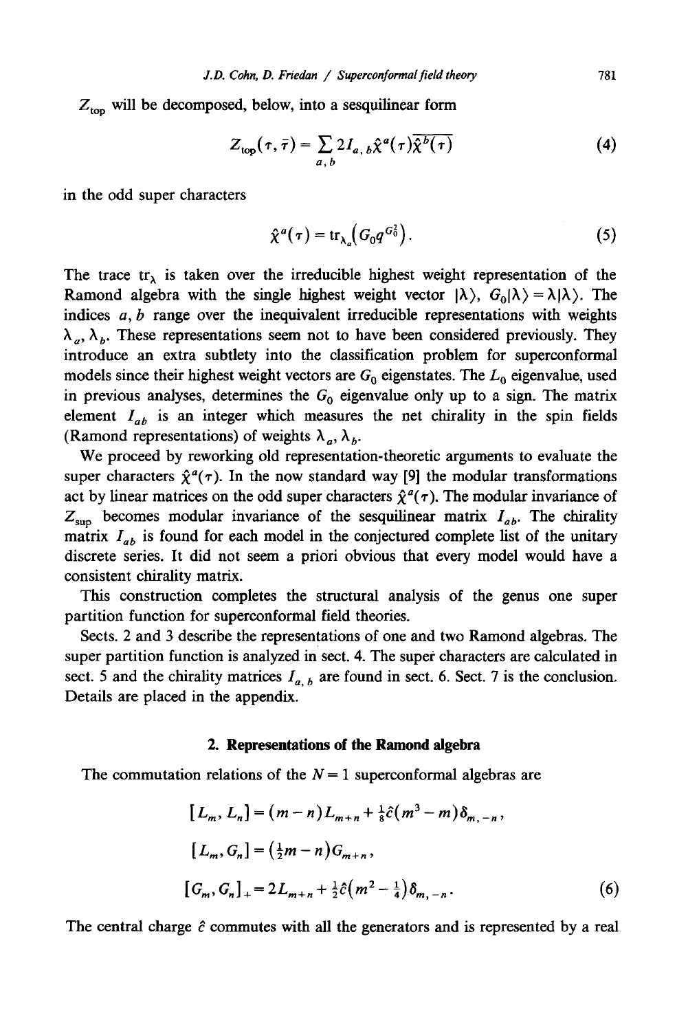$Z_{\text{top}}$ will be decomposed, below, into a sesquilinear form

$$Z_{\text{top}}(\tau,\bar{\tau}) = \sum_{a,b} 2I_{a,b}\hat{\chi}^{a}(\tau)\overline{\hat{\chi}^{b}(\tau)} \tag{4}$$

in the odd super characters

$$\hat{\chi}^{a}(\tau) = \operatorname{tr}_{\lambda_a}\left(G_0 q^{G_0^2}\right). \tag{5}$$

The trace $\operatorname{tr}_\lambda$ is taken over the irreducible highest weight representation of the Ramond algebra with the single highest weight vector $|\lambda\rangle$, $G_0|\lambda\rangle = \lambda|\lambda\rangle$. The indices $a, b$ range over the inequivalent irreducible representations with weights $\lambda_a$, $\lambda_b$. These representations seem not to have been considered previously. They introduce an extra subtlety into the classification problem for superconformal models since their highest weight vectors are $G_0$ eigenstates. The $L_0$ eigenvalue, used in previous analyses, determines the $G_0$ eigenvalue only up to a sign. The matrix element $I_{ab}$ is an integer which measures the net chirality in the spin fields (Ramond representations) of weights $\lambda_a$, $\lambda_b$.

We proceed by reworking old representation-theoretic arguments to evaluate the super characters $\hat{\chi}^a(\tau)$. In the now standard way [9] the modular transformations act by linear matrices on the odd super characters $\hat{\chi}^a(\tau)$. The modular invariance of $Z_{\text{sup}}$ becomes modular invariance of the sesquilinear matrix $I_{ab}$. The chirality matrix $I_{ab}$ is found for each model in the conjectured complete list of the unitary discrete series. It did not seem a priori obvious that every model would have a consistent chirality matrix.

This construction completes the structural analysis of the genus one super partition function for superconformal field theories.

Sects. 2 and 3 describe the representations of one and two Ramond algebras. The super partition function is analyzed in sect. 4. The super characters are calculated in sect. 5 and the chirality matrices $I_{a,b}$ are found in sect. 6. Sect. 7 is the conclusion. Details are placed in the appendix.

## 2. Representations of the Ramond algebra

The commutation relations of the $N = 1$ superconformal algebras are

$$\begin{aligned}
[L_m, L_n] &= (m-n)L_{m+n} + \tfrac{1}{8}\hat{c}(m^3 - m)\delta_{m,-n}, \\
[L_m, G_n] &= \left(\tfrac{1}{2}m - n\right)G_{m+n}, \\
[G_m, G_n]_+ &= 2L_{m+n} + \tfrac{1}{2}\hat{c}\left(m^2 - \tfrac{1}{4}\right)\delta_{m,-n}.
\end{aligned} \tag{6}$$

The central charge $\hat{c}$ commutes with all the generators and is represented by a real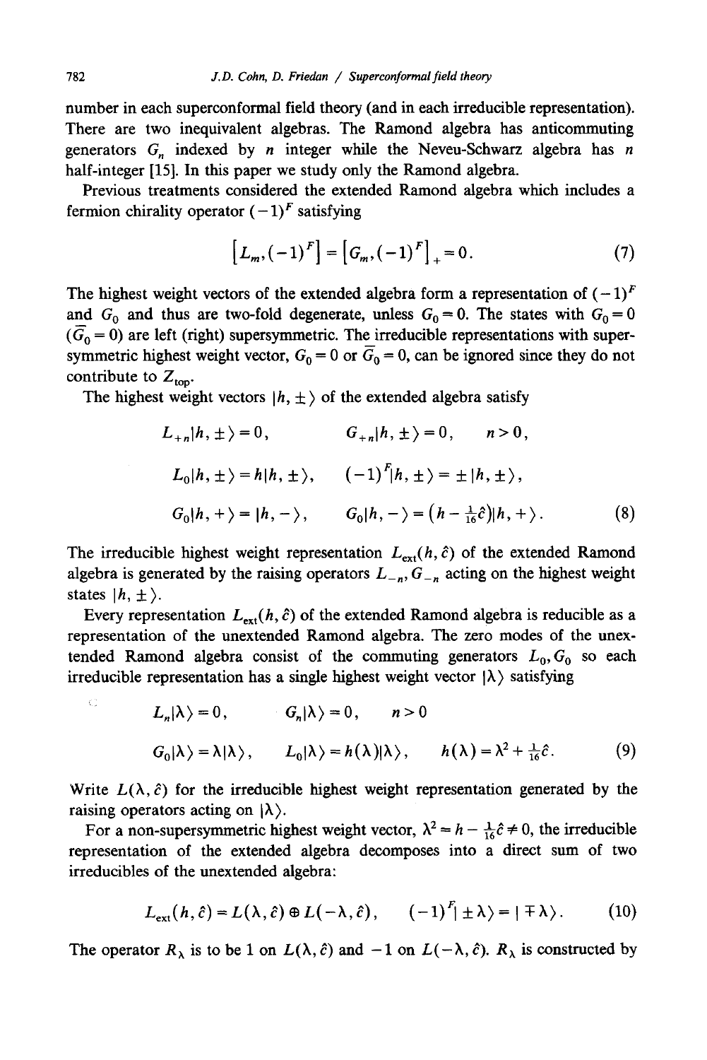number in each superconformal field theory (and in each irreducible representation). There are two inequivalent algebras. The Ramond algebra has anticommuting generators $G_n$ indexed by $n$ integer while the Neveu-Schwarz algebra has $n$ half-integer [15]. In this paper we study only the Ramond algebra.

Previous treatments considered the extended Ramond algebra which includes a fermion chirality operator $(-1)^F$ satisfying

$$\left[L_m, (-1)^F\right] = \left[G_m, (-1)^F\right]_+ = 0. \tag{7}$$

The highest weight vectors of the extended algebra form a representation of $(-1)^F$ and $G_0$ and thus are two-fold degenerate, unless $G_0 = 0$. The states with $G_0 = 0$ ($\overline{G}_0 = 0$) are left (right) supersymmetric. The irreducible representations with supersymmetric highest weight vector, $G_0 = 0$ or $\overline{G}_0 = 0$, can be ignored since they do not contribute to $Z_{\text{top}}$.

The highest weight vectors $|h, \pm\rangle$ of the extended algebra satisfy

$$\begin{aligned}
&L_{+n}|h,\pm\rangle = 0, \qquad && G_{+n}|h,\pm\rangle = 0, \qquad n>0,\\
&L_0|h,\pm\rangle = h|h,\pm\rangle, \qquad && (-1)^F|h,\pm\rangle = \pm|h,\pm\rangle,\\
&G_0|h,+\rangle = |h,-\rangle, \qquad && G_0|h,-\rangle = \left(h - \tfrac{1}{16}\hat{c}\right)|h,+\rangle.
\end{aligned} \tag{8}$$

The irreducible highest weight representation $L_{\text{ext}}(h,\hat{c})$ of the extended Ramond algebra is generated by the raising operators $L_{-n}$, $G_{-n}$ acting on the highest weight states $|h,\pm\rangle$.

Every representation $L_{\text{ext}}(h,\hat{c})$ of the extended Ramond algebra is reducible as a representation of the unextended Ramond algebra. The zero modes of the unextended Ramond algebra consist of the commuting generators $L_0, G_0$ so each irreducible representation has a single highest weight vector $|\lambda\rangle$ satisfying

$$\begin{aligned}
&L_n|\lambda\rangle = 0, \qquad && G_n|\lambda\rangle = 0, \qquad n>0\\
&G_0|\lambda\rangle = \lambda|\lambda\rangle, \qquad && L_0|\lambda\rangle = h(\lambda)|\lambda\rangle, \qquad h(\lambda) = \lambda^2 + \tfrac{1}{16}\hat{c}.
\end{aligned} \tag{9}$$

Write $L(\lambda,\hat{c})$ for the irreducible highest weight representation generated by the raising operators acting on $|\lambda\rangle$.

For a non-supersymmetric highest weight vector, $\lambda^2 = h - \frac{1}{16}\hat{c} \neq 0$, the irreducible representation of the extended algebra decomposes into a direct sum of two irreducibles of the unextended algebra:

$$L_{\text{ext}}(h,\hat{c}) = L(\lambda,\hat{c}) \oplus L(-\lambda,\hat{c}), \qquad (-1)^F|\pm\lambda\rangle = |\mp\lambda\rangle. \tag{10}$$

The operator $R_\lambda$ is to be 1 on $L(\lambda,\hat{c})$ and $-1$ on $L(-\lambda,\hat{c})$. $R_\lambda$ is constructed by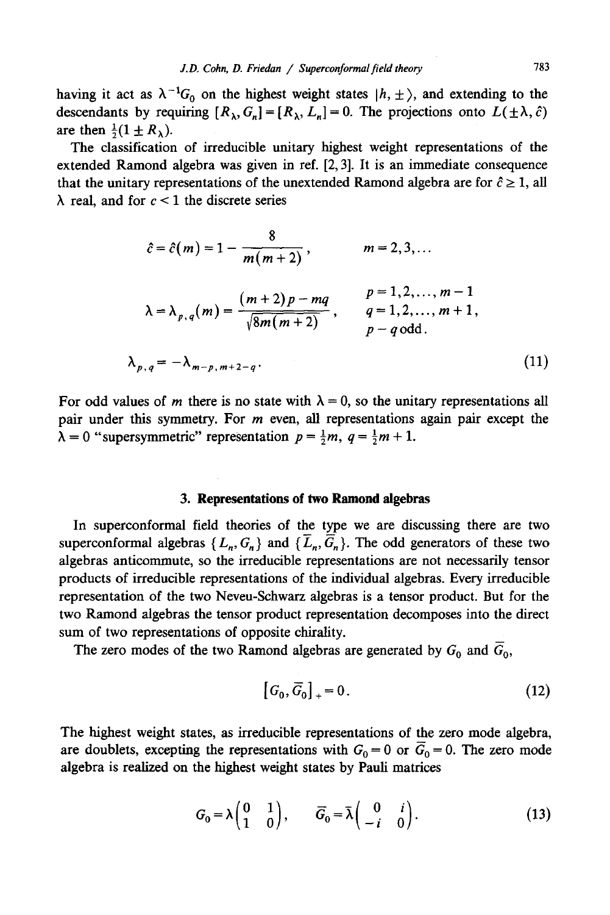having it act as $\lambda^{-1}G_0$ on the highest weight states $|h, \pm\rangle$, and extending to the descendants by requiring $[R_\lambda, G_n] = [R_\lambda, L_n] = 0$. The projections onto $L(\pm\lambda, \hat{c})$ are then $\frac{1}{2}(1 \pm R_\lambda)$.

The classification of irreducible unitary highest weight representations of the extended Ramond algebra was given in ref. [2, 3]. It is an immediate consequence that the unitary representations of the unextended Ramond algebra are for $\hat{c} \geq 1$, all $\lambda$ real, and for $c < 1$ the discrete series

$$
\begin{aligned}
&\hat{c} = \hat{c}(m) = 1 - \frac{8}{m(m+2)}, && m = 2, 3, \dots \\
&\lambda = \lambda_{p,q}(m) = \frac{(m+2)p - mq}{\sqrt{8m(m+2)}}, && \begin{array}{l} p = 1, 2, \dots, m-1 \\ q = 1, 2, \dots, m+1, \\ p - q \,\text{odd}. \end{array} \\
&\lambda_{p,q} = -\lambda_{m-p, m+2-q}. && 
\end{aligned} \tag{11}
$$

For odd values of $m$ there is no state with $\lambda = 0$, so the unitary representations all pair under this symmetry. For $m$ even, all representations again pair except the $\lambda = 0$ "supersymmetric" representation $p = \frac{1}{2}m$, $q = \frac{1}{2}m + 1$.

## 3. Representations of two Ramond algebras

In superconformal field theories of the type we are discussing there are two superconformal algebras $\{L_n, G_n\}$ and $\{\bar{L}_n, \bar{G}_n\}$. The odd generators of these two algebras anticommute, so the irreducible representations are not necessarily tensor products of irreducible representations of the individual algebras. Every irreducible representation of the two Neveu-Schwarz algebras is a tensor product. But for the two Ramond algebras the tensor product representation decomposes into the direct sum of two representations of opposite chirality.

The zero modes of the two Ramond algebras are generated by $G_0$ and $\bar{G}_0$,

$$
[G_0, \bar{G}_0]_+ = 0. \tag{12}
$$

The highest weight states, as irreducible representations of the zero mode algebra, are doublets, excepting the representations with $G_0 = 0$ or $\bar{G}_0 = 0$. The zero mode algebra is realized on the highest weight states by Pauli matrices

$$
G_0 = \lambda \begin{pmatrix} 0 & 1 \\ 1 & 0 \end{pmatrix}, \qquad \bar{G}_0 = \bar{\lambda} \begin{pmatrix} 0 & i \\ -i & 0 \end{pmatrix}. \tag{13}
$$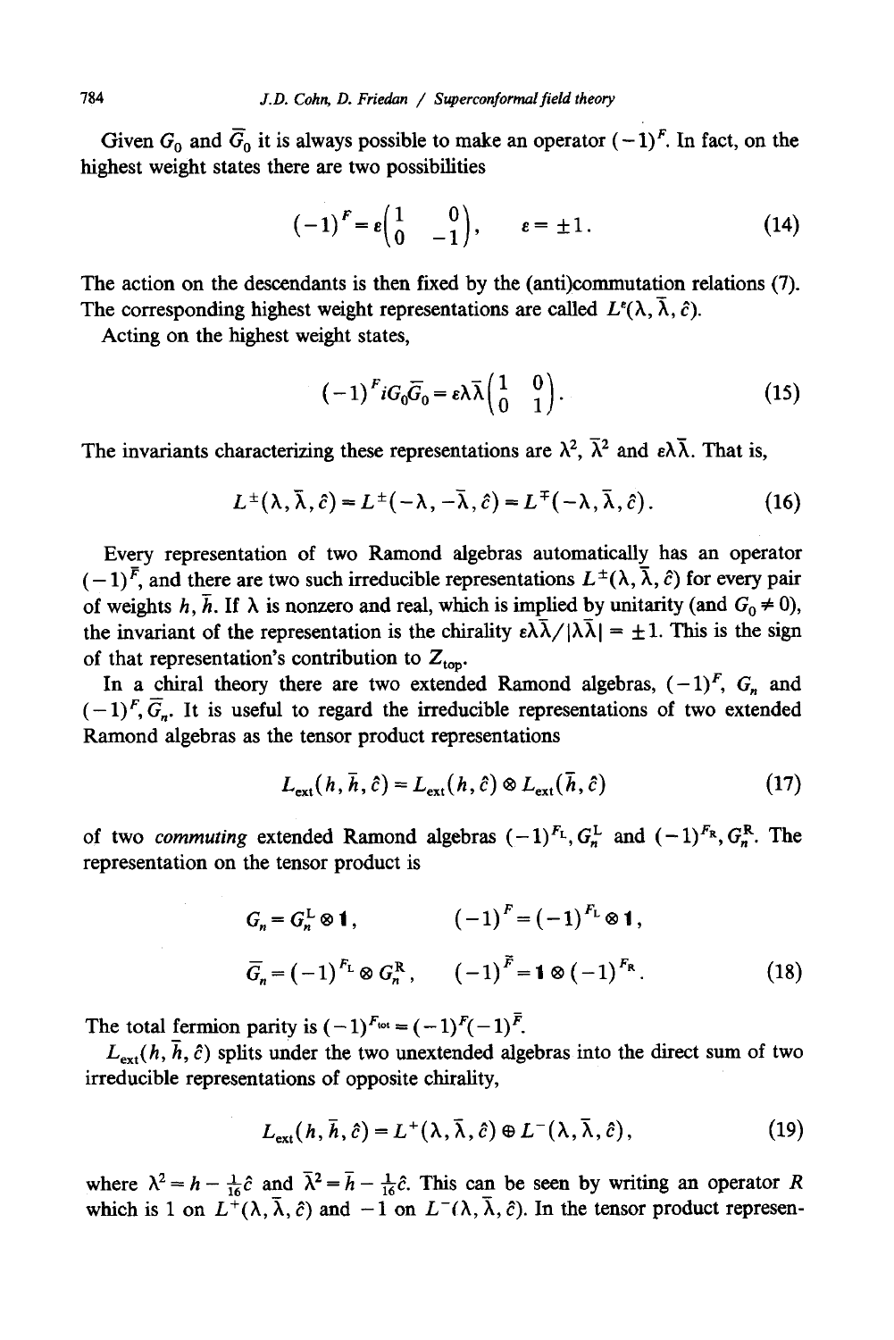Given $G_0$ and $\bar{G}_0$ it is always possible to make an operator $(-1)^{\bar{F}}$. In fact, on the highest weight states there are two possibilities

$$(-1)^{\bar{F}} = \varepsilon \begin{pmatrix} 1 & 0 \\ 0 & -1 \end{pmatrix}, \qquad \varepsilon = \pm 1. \tag{14}$$

The action on the descendants is then fixed by the (anti)commutation relations (7). The corresponding highest weight representations are called $L^{\varepsilon}(\lambda, \bar{\lambda}, \hat{c})$.

Acting on the highest weight states,

$$(-1)^{F} i G_0 \bar{G}_0 = \varepsilon \lambda \bar{\lambda} \begin{pmatrix} 1 & 0 \\ 0 & 1 \end{pmatrix}. \tag{15}$$

The invariants characterizing these representations are $\lambda^2$, $\bar{\lambda}^2$ and $\varepsilon \lambda \bar{\lambda}$. That is,

$$L^{\pm}(\lambda, \bar{\lambda}, \hat{c}) = L^{\pm}(-\lambda, -\bar{\lambda}, \hat{c}) = L^{\mp}(-\lambda, \bar{\lambda}, \hat{c}). \tag{16}$$

Every representation of two Ramond algebras automatically has an operator $(-1)^{\bar{F}}$, and there are two such irreducible representations $L^{\pm}(\lambda, \bar{\lambda}, \hat{c})$ for every pair of weights $h, \bar{h}$. If $\lambda$ is nonzero and real, which is implied by unitarity (and $G_0 \neq 0$), the invariant of the representation is the chirality $\varepsilon \lambda \bar{\lambda} / |\lambda \bar{\lambda}| = \pm 1$. This is the sign of that representation's contribution to $Z_{\text{top}}$.

In a chiral theory there are two extended Ramond algebras, $(-1)^{F}$, $G_n$ and $(-1)^{\bar{F}}, \bar{G}_n$. It is useful to regard the irreducible representations of two extended Ramond algebras as the tensor product representations

$$L_{\text{ext}}(h, \bar{h}, \hat{c}) = L_{\text{ext}}(h, \hat{c}) \otimes L_{\text{ext}}(\bar{h}, \hat{c}) \tag{17}$$

of two *commuting* extended Ramond algebras $(-1)^{F_{\text{L}}}, G_n^{\text{L}}$ and $(-1)^{F_{\text{R}}}, G_n^{\text{R}}$. The representation on the tensor product is

$$\begin{aligned} G_n &= G_n^{\text{L}} \otimes \mathbf{1}, & (-1)^{F} &= (-1)^{F_{\text{L}}} \otimes \mathbf{1}, \\ \bar{G}_n &= (-1)^{F_{\text{L}}} \otimes G_n^{\text{R}}, & (-1)^{\bar{F}} &= \mathbf{1} \otimes (-1)^{F_{\text{R}}}. \end{aligned} \tag{18}$$

The total fermion parity is $(-1)^{F_{\text{tot}}} = (-1)^{F}(-1)^{\bar{F}}$.

$L_{\text{ext}}(h, \bar{h}, \hat{c})$ splits under the two unextended algebras into the direct sum of two irreducible representations of opposite chirality,

$$L_{\text{ext}}(h, \bar{h}, \hat{c}) = L^{+}(\lambda, \bar{\lambda}, \hat{c}) \oplus L^{-}(\lambda, \bar{\lambda}, \hat{c}), \tag{19}$$

where $\lambda^2 = h - \frac{1}{16}\hat{c}$ and $\bar{\lambda}^2 = \bar{h} - \frac{1}{16}\hat{c}$. This can be seen by writing an operator $R$ which is 1 on $L^{+}(\lambda, \bar{\lambda}, \hat{c})$ and $-1$ on $L^{-}(\lambda, \bar{\lambda}, \hat{c})$. In the tensor product represen-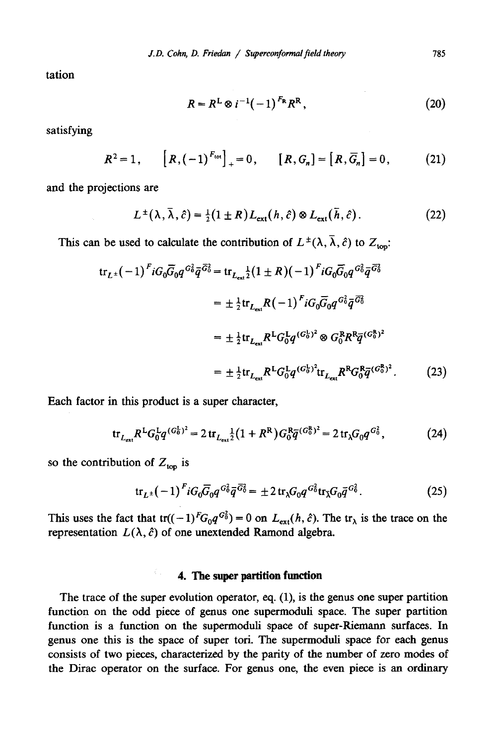tation

$$R = R^{\mathrm{L}} \otimes i^{-1}(-1)^{F_{\mathrm{R}}} R^{\mathrm{R}}, \tag{20}$$

satisfying

$$R^2 = 1, \qquad [R, (-1)^{F_{\mathrm{tot}}}]_+ = 0, \qquad [R, G_n] = [R, \bar{G}_n] = 0, \tag{21}$$

and the projections are

$$L^{\pm}(\lambda, \bar{\lambda}, \hat{c}) = \tfrac{1}{2}(1 \pm R) L_{\mathrm{ext}}(h, \hat{c}) \otimes L_{\mathrm{ext}}(\bar{h}, \hat{c}). \tag{22}$$

This can be used to calculate the contribution of $L^{\pm}(\lambda, \bar{\lambda}, \hat{c})$ to $Z_{\mathrm{top}}$:

$$\begin{aligned}
\mathrm{tr}_{L^{\pm}}(-1)^F i G_0 \bar{G}_0 q^{G_0^2} \bar{q}^{\bar{G}_0^2} &= \mathrm{tr}_{L_{\mathrm{ext}}} \tfrac{1}{2}(1 \pm R)(-1)^F i G_0 \bar{G}_0 q^{G_0^2} \bar{q}^{\bar{G}_0^2} \\
&= \pm \tfrac{1}{2} \mathrm{tr}_{L_{\mathrm{ext}}} R (-1)^F i G_0 \bar{G}_0 q^{G_0^2} \bar{q}^{\bar{G}_0^2} \\
&= \pm \tfrac{1}{2} \mathrm{tr}_{L_{\mathrm{ext}}} R^{\mathrm{L}} G_0^{\mathrm{L}} q^{(G_0^{\mathrm{L}})^2} \otimes G_0^{\mathrm{R}} R^{\mathrm{R}} \bar{q}^{(G_0^{\mathrm{R}})^2} \\
&= \pm \tfrac{1}{2} \mathrm{tr}_{L_{\mathrm{ext}}} R^{\mathrm{L}} G_0^{\mathrm{L}} q^{(G_0^{\mathrm{L}})^2} \mathrm{tr}_{L_{\mathrm{ext}}} R^{\mathrm{R}} G_0^{\mathrm{R}} \bar{q}^{(G_0^{\mathrm{R}})^2}.
\end{aligned} \tag{23}$$

Each factor in this product is a super character,

$$\mathrm{tr}_{L_{\mathrm{ext}}} R^{\mathrm{L}} G_0^{\mathrm{L}} q^{(G_0^{\mathrm{L}})^2} = 2\, \mathrm{tr}_{L_{\mathrm{ext}}} \tfrac{1}{2}(1 + R^{\mathrm{R}}) G_0^{\mathrm{R}} \bar{q}^{(G_0^{\mathrm{R}})^2} = 2\, \mathrm{tr}_{\lambda} G_0 q^{G_0^2}, \tag{24}$$

so the contribution of $Z_{\mathrm{top}}$ is

$$\mathrm{tr}_{L^{\pm}}(-1)^F i G_0 \bar{G}_0 q^{G_0^2} \bar{q}^{\bar{G}_0^2} = \pm 2\, \mathrm{tr}_{\lambda} G_0 q^{G_0^2} \mathrm{tr}_{\bar{\lambda}} G_0 \bar{q}^{G_0^2}. \tag{25}$$

This uses the fact that $\mathrm{tr}((-1)^F G_0 q^{G_0^2}) = 0$ on $L_{\mathrm{ext}}(h, \hat{c})$. The $\mathrm{tr}_{\lambda}$ is the trace on the representation $L(\lambda, \hat{c})$ of one unextended Ramond algebra.

## 4. The super partition function

The trace of the super evolution operator, eq. (1), is the genus one super partition function on the odd piece of genus one supermoduli space. The super partition function is a function on the supermoduli space of super-Riemann surfaces. In genus one this is the space of super tori. The supermoduli space for each genus consists of two pieces, characterized by the parity of the number of zero modes of the Dirac operator on the surface. For genus one, the even piece is an ordinary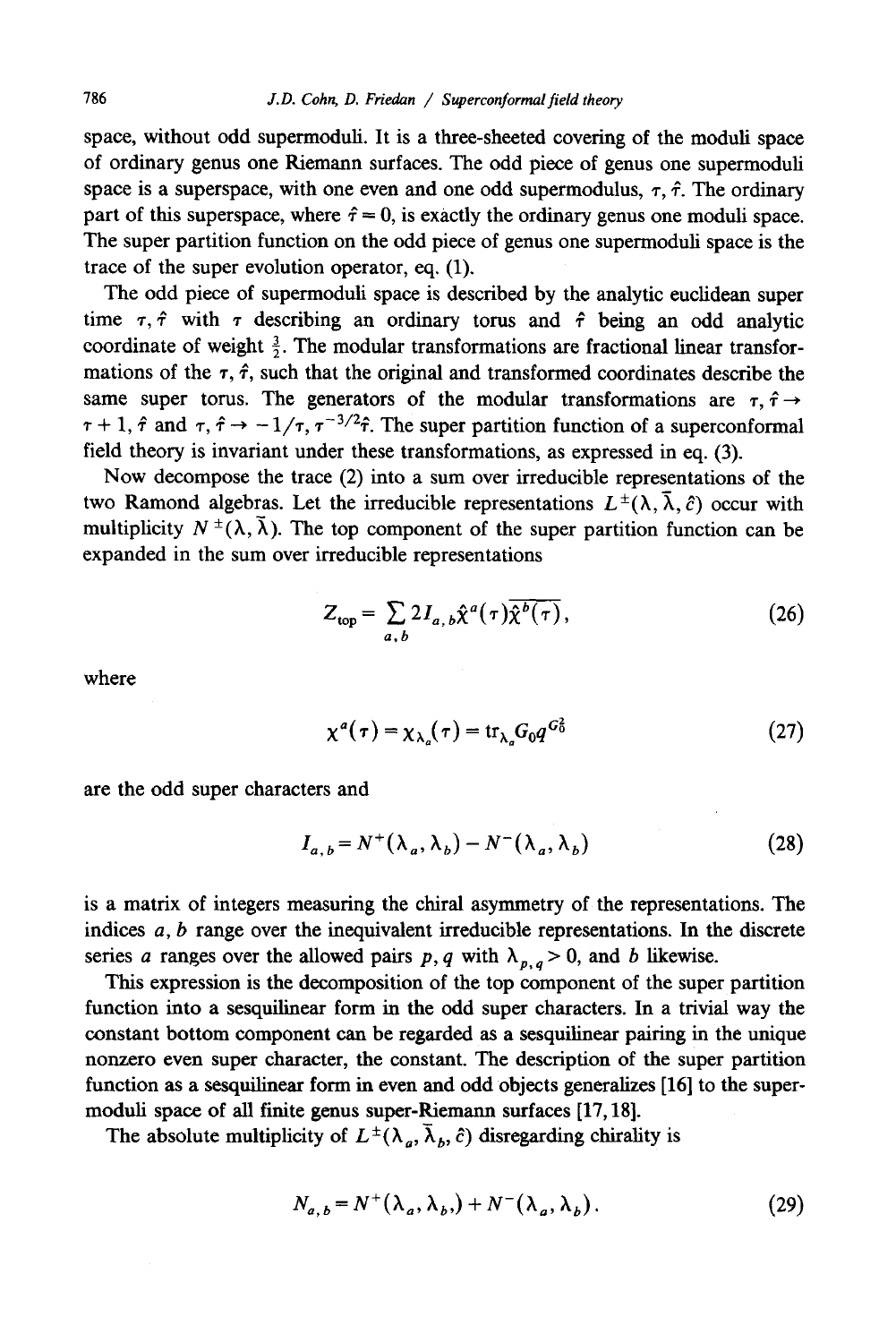space, without odd supermoduli. It is a three-sheeted covering of the moduli space of ordinary genus one Riemann surfaces. The odd piece of genus one supermoduli space is a superspace, with one even and one odd supermodulus, $\tau, \hat{\tau}$. The ordinary part of this superspace, where $\hat{\tau} = 0$, is exactly the ordinary genus one moduli space. The super partition function on the odd piece of genus one supermoduli space is the trace of the super evolution operator, eq. (1).

The odd piece of supermoduli space is described by the analytic euclidean super time $\tau, \hat{\tau}$ with $\tau$ describing an ordinary torus and $\hat{\tau}$ being an odd analytic coordinate of weight $\frac{3}{2}$. The modular transformations are fractional linear transformations of the $\tau, \hat{\tau}$, such that the original and transformed coordinates describe the same super torus. The generators of the modular transformations are $\tau, \hat{\tau} \to \tau + 1, \hat{\tau}$ and $\tau, \hat{\tau} \to -1/\tau, \tau^{-3/2}\hat{\tau}$. The super partition function of a superconformal field theory is invariant under these transformations, as expressed in eq. (3).

Now decompose the trace (2) into a sum over irreducible representations of the two Ramond algebras. Let the irreducible representations $L^{\pm}(\lambda, \bar{\lambda}, \hat{c})$ occur with multiplicity $N^{\pm}(\lambda, \bar{\lambda})$. The top component of the super partition function can be expanded in the sum over irreducible representations

$$Z_{\text{top}} = \sum_{a,b} 2 I_{a,b} \hat{\chi}^a(\tau) \overline{\hat{\chi}^b(\tau)}, \tag{26}$$

where

$$\chi^a(\tau) = \chi_{\lambda_a}(\tau) = \operatorname{tr}_{\lambda_a} G_0 q^{G_0^2} \tag{27}$$

are the odd super characters and

$$I_{a,b} = N^+(\lambda_a, \lambda_b) - N^-(\lambda_a, \lambda_b) \tag{28}$$

is a matrix of integers measuring the chiral asymmetry of the representations. The indices $a, b$ range over the inequivalent irreducible representations. In the discrete series $a$ ranges over the allowed pairs $p, q$ with $\lambda_{p,q} > 0$, and $b$ likewise.

This expression is the decomposition of the top component of the super partition function into a sesquilinear form in the odd super characters. In a trivial way the constant bottom component can be regarded as a sesquilinear pairing in the unique nonzero even super character, the constant. The description of the super partition function as a sesquilinear form in even and odd objects generalizes [16] to the supermoduli space of all finite genus super-Riemann surfaces [17, 18].

The absolute multiplicity of $L^{\pm}(\lambda_a, \bar{\lambda}_b, \hat{c})$ disregarding chirality is

$$N_{a,b} = N^+(\lambda_a, \lambda_b) + N^-(\lambda_a, \lambda_b). \tag{29}$$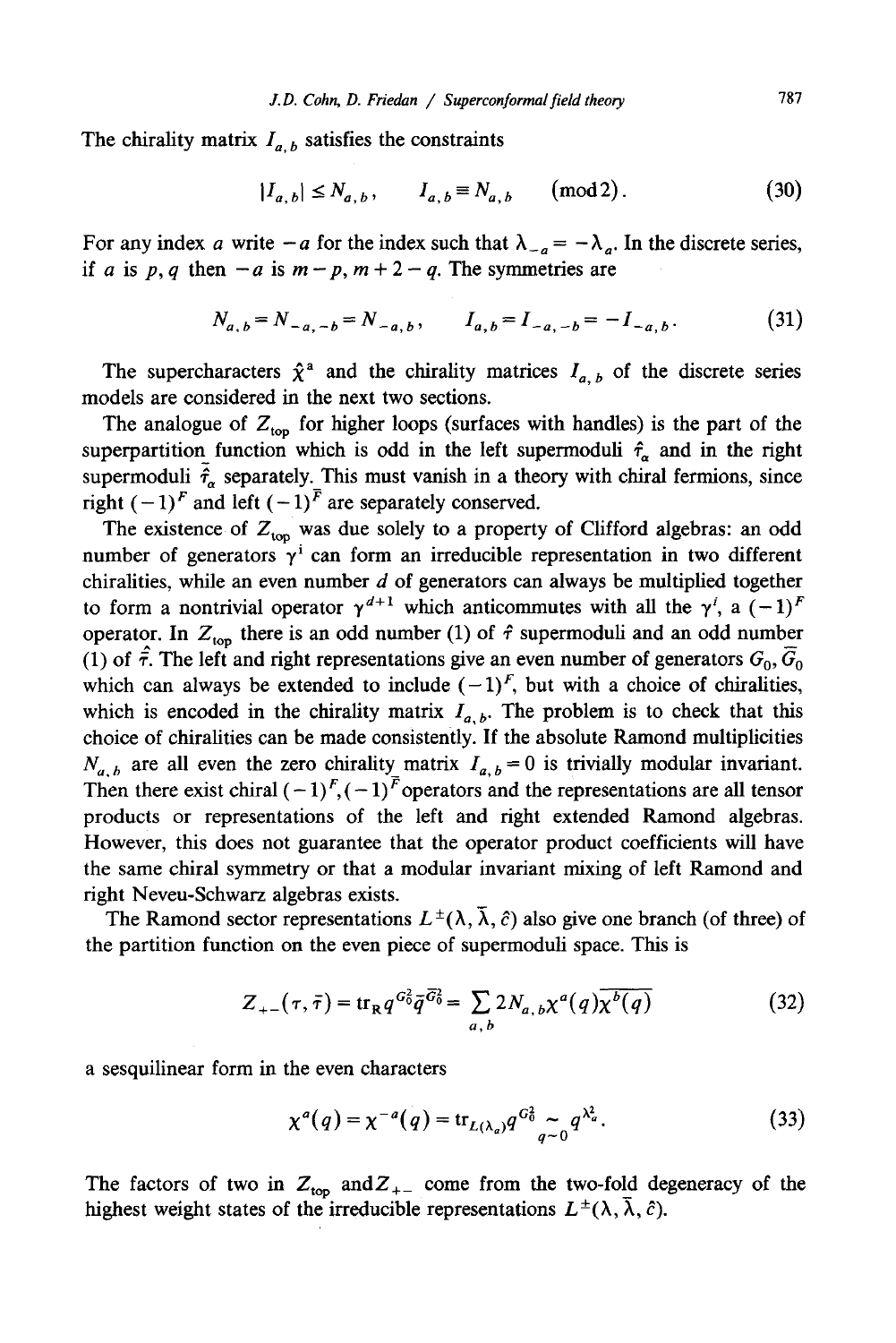The chirality matrix $I_{a,b}$ satisfies the constraints

$$|I_{a,b}| \leq N_{a,b}, \qquad I_{a,b} \equiv N_{a,b} \quad (\text{mod}\, 2). \tag{30}$$

For any index $a$ write $-a$ for the index such that $\lambda_{-a} = -\lambda_a$. In the discrete series, if $a$ is $p, q$ then $-a$ is $m-p, m+2-q$. The symmetries are

$$N_{a,b} = N_{-a,-b} = N_{-a,b}, \qquad I_{a,b} = I_{-a,-b} = -I_{-a,b}. \tag{31}$$

The supercharacters $\hat{\chi}^a$ and the chirality matrices $I_{a,b}$ of the discrete series models are considered in the next two sections.

The analogue of $Z_{\text{top}}$ for higher loops (surfaces with handles) is the part of the superpartition function which is odd in the left supermoduli $\hat{\tau}_\alpha$ and in the right supermoduli $\bar{\hat{\tau}}_\alpha$ separately. This must vanish in a theory with chiral fermions, since right $(-1)^F$ and left $(-1)^{\bar{F}}$ are separately conserved.

The existence of $Z_{\text{top}}$ was due solely to a property of Clifford algebras: an odd number of generators $\gamma^i$ can form an irreducible representation in two different chiralities, while an even number $d$ of generators can always be multiplied together to form a nontrivial operator $\gamma^{d+1}$ which anticommutes with all the $\gamma^i$, a $(-1)^F$ operator. In $Z_{\text{top}}$ there is an odd number (1) of $\hat{\tau}$ supermoduli and an odd number (1) of $\bar{\hat{\tau}}$. The left and right representations give an even number of generators $G_0, \bar{G}_0$ which can always be extended to include $(-1)^F$, but with a choice of chiralities, which is encoded in the chirality matrix $I_{a,b}$. The problem is to check that this choice of chiralities can be made consistently. If the absolute Ramond multiplicities $N_{a,b}$ are all even the zero chirality matrix $I_{a,b} = 0$ is trivially modular invariant. Then there exist chiral $(-1)^F, (-1)^{\bar{F}}$ operators and the representations are all tensor products or representations of the left and right extended Ramond algebras. However, this does not guarantee that the operator product coefficients will have the same chiral symmetry or that a modular invariant mixing of left Ramond and right Neveu-Schwarz algebras exists.

The Ramond sector representations $L^{\pm}(\lambda, \bar{\lambda}, \hat{c})$ also give one branch (of three) of the partition function on the even piece of supermoduli space. This is

$$Z_{+-}(\tau, \bar{\tau}) = \text{tr}_{\text{R}}\, q^{G_0^2} \bar{q}^{\bar{G}_0^2} = \sum_{a,b} 2 N_{a,b} \chi^a(q) \overline{\chi^b(q)} \tag{32}$$

a sesquilinear form in the even characters

$$\chi^a(q) = \chi^{-a}(q) = \text{tr}_{L(\lambda_a)} q^{G_0^2} \underset{q \sim 0}{\sim} q^{\lambda_a^2}. \tag{33}$$

The factors of two in $Z_{\text{top}}$ and $Z_{+-}$ come from the two-fold degeneracy of the highest weight states of the irreducible representations $L^{\pm}(\lambda, \bar{\lambda}, \hat{c})$.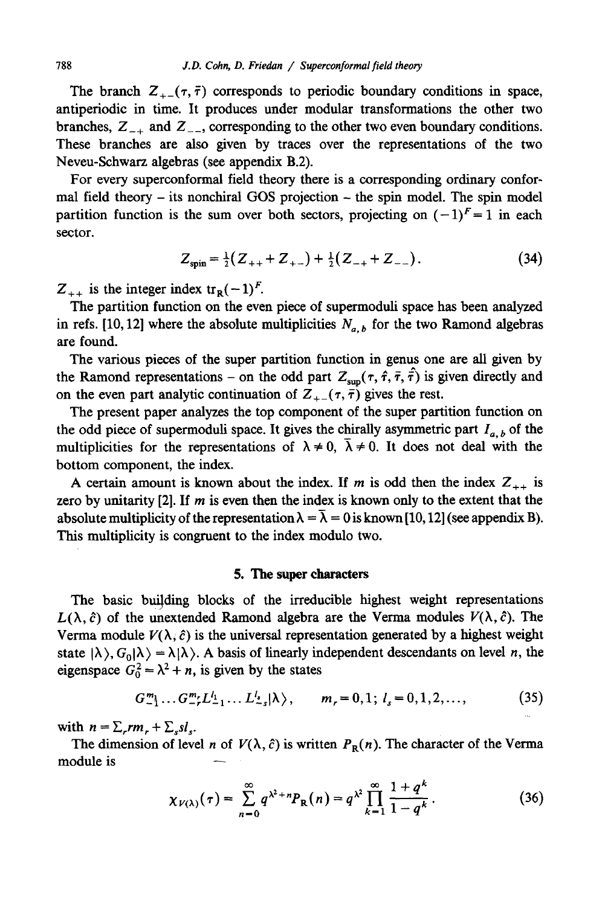The branch $Z_{+-}(\tau, \bar{\tau})$ corresponds to periodic boundary conditions in space, antiperiodic in time. It produces under modular transformations the other two branches, $Z_{-+}$ and $Z_{--}$, corresponding to the other two even boundary conditions. These branches are also given by traces over the representations of the two Neveu-Schwarz algebras (see appendix B.2).

For every superconformal field theory there is a corresponding ordinary conformal field theory – its nonchiral GOS projection – the spin model. The spin model partition function is the sum over both sectors, projecting on $(-1)^F = 1$ in each sector.

$$Z_{\text{spin}} = \tfrac{1}{2}(Z_{++} + Z_{+-}) + \tfrac{1}{2}(Z_{-+} + Z_{--}). \tag{34}$$

$Z_{++}$ is the integer index $\mathrm{tr}_{\mathrm{R}}(-1)^F$.

The partition function on the even piece of supermoduli space has been analyzed in refs. [10, 12] where the absolute multiplicities $N_{a,b}$ for the two Ramond algebras are found.

The various pieces of the super partition function in genus one are all given by the Ramond representations – on the odd part $Z_{\text{sup}}(\tau, \hat{\tau}, \bar{\tau}, \hat{\bar{\tau}})$ is given directly and on the even part analytic continuation of $Z_{+-}(\tau, \bar{\tau})$ gives the rest.

The present paper analyzes the top component of the super partition function on the odd piece of supermoduli space. It gives the chirally asymmetric part $I_{a,b}$ of the multiplicities for the representations of $\lambda \neq 0$, $\bar{\lambda} \neq 0$. It does not deal with the bottom component, the index.

A certain amount is known about the index. If $m$ is odd then the index $Z_{++}$ is zero by unitarity [2]. If $m$ is even then the index is known only to the extent that the absolute multiplicity of the representation $\lambda = \bar{\lambda} = 0$ is known [10, 12] (see appendix B). This multiplicity is congruent to the index modulo two.

## 5. The super characters

The basic building blocks of the irreducible highest weight representations $L(\lambda, \hat{c})$ of the unextended Ramond algebra are the Verma modules $V(\lambda, \hat{c})$. The Verma module $V(\lambda, \hat{c})$ is the universal representation generated by a highest weight state $|\lambda\rangle$, $G_0|\lambda\rangle = \lambda|\lambda\rangle$. A basis of linearly independent descendants on level $n$, the eigenspace $G_0^2 = \lambda^2 + n$, is given by the states

$$G_{-1}^{m_1} \dots G_{-r}^{m_r} L_{-1}^{l_1} \dots L_{-s}^{l_s} |\lambda\rangle, \qquad m_r = 0, 1;\ l_s = 0, 1, 2, \dots, \tag{35}$$

with $n = \Sigma_r r m_r + \Sigma_s s l_s$.

The dimension of level $n$ of $V(\lambda, \hat{c})$ is written $P_{\mathrm{R}}(n)$. The character of the Verma module is

$$\chi_{V(\lambda)}(\tau) = \sum_{n=0}^{\infty} q^{\lambda^2 + n} P_{\mathrm{R}}(n) = q^{\lambda^2} \prod_{k=1}^{\infty} \frac{1 + q^k}{1 - q^k}. \tag{36}$$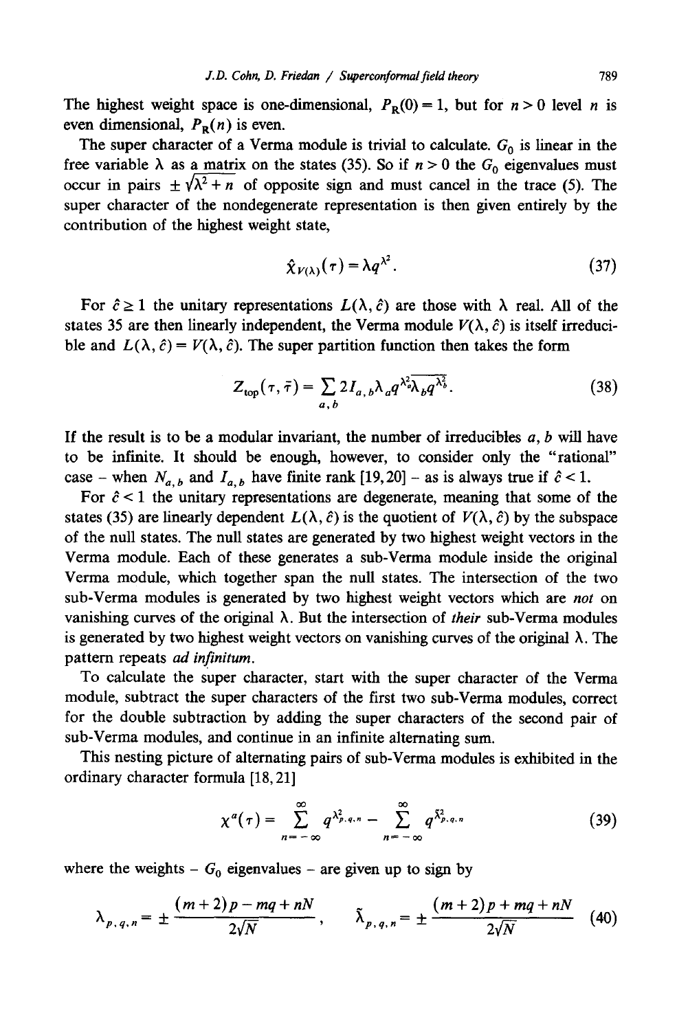The highest weight space is one-dimensional, $P_R(0) = 1$, but for $n > 0$ level $n$ is even dimensional, $P_R(n)$ is even.

The super character of a Verma module is trivial to calculate. $G_0$ is linear in the free variable $\lambda$ as a matrix on the states (35). So if $n > 0$ the $G_0$ eigenvalues must occur in pairs $\pm\sqrt{\lambda^2 + n}$ of opposite sign and must cancel in the trace (5). The super character of the nondegenerate representation is then given entirely by the contribution of the highest weight state,

$$\hat{\chi}_{V(\lambda)}(\tau) = \lambda q^{\lambda^2}. \tag{37}$$

For $\hat{c} \geq 1$ the unitary representations $L(\lambda, \hat{c})$ are those with $\lambda$ real. All of the states 35 are then linearly independent, the Verma module $V(\lambda, \hat{c})$ is itself irreducible and $L(\lambda, \hat{c}) = V(\lambda, \hat{c})$. The super partition function then takes the form

$$Z_{\text{top}}(\tau, \bar{\tau}) = \sum_{a,b} 2 I_{a,b} \lambda_a q^{\lambda_a^2} \overline{\lambda_b q^{\lambda_b^2}}. \tag{38}$$

If the result is to be a modular invariant, the number of irreducibles $a, b$ will have to be infinite. It should be enough, however, to consider only the "rational" case – when $N_{a,b}$ and $I_{a,b}$ have finite rank [19,20] – as is always true if $\hat{c} < 1$.

For $\hat{c} < 1$ the unitary representations are degenerate, meaning that some of the states (35) are linearly dependent $L(\lambda, \hat{c})$ is the quotient of $V(\lambda, \hat{c})$ by the subspace of the null states. The null states are generated by two highest weight vectors in the Verma module. Each of these generates a sub-Verma module inside the original Verma module, which together span the null states. The intersection of the two sub-Verma modules is generated by two highest weight vectors which are *not* on vanishing curves of the original $\lambda$. But the intersection of *their* sub-Verma modules is generated by two highest weight vectors on vanishing curves of the original $\lambda$. The pattern repeats *ad infinitum*.

To calculate the super character, start with the super character of the Verma module, subtract the super characters of the first two sub-Verma modules, correct for the double subtraction by adding the super characters of the second pair of sub-Verma modules, and continue in an infinite alternating sum.

This nesting picture of alternating pairs of sub-Verma modules is exhibited in the ordinary character formula [18,21]

$$\chi^a(\tau) = \sum_{n=-\infty}^{\infty} q^{\lambda_{p,q,n}^2} - \sum_{n=-\infty}^{\infty} q^{\tilde{\lambda}_{p,q,n}^2} \tag{39}$$

where the weights – $G_0$ eigenvalues – are given up to sign by

$$\lambda_{p,q,n} = \pm \frac{(m+2)p - mq + nN}{2\sqrt{N}}, \qquad \tilde{\lambda}_{p,q,n} = \pm \frac{(m+2)p + mq + nN}{2\sqrt{N}} \tag{40}$$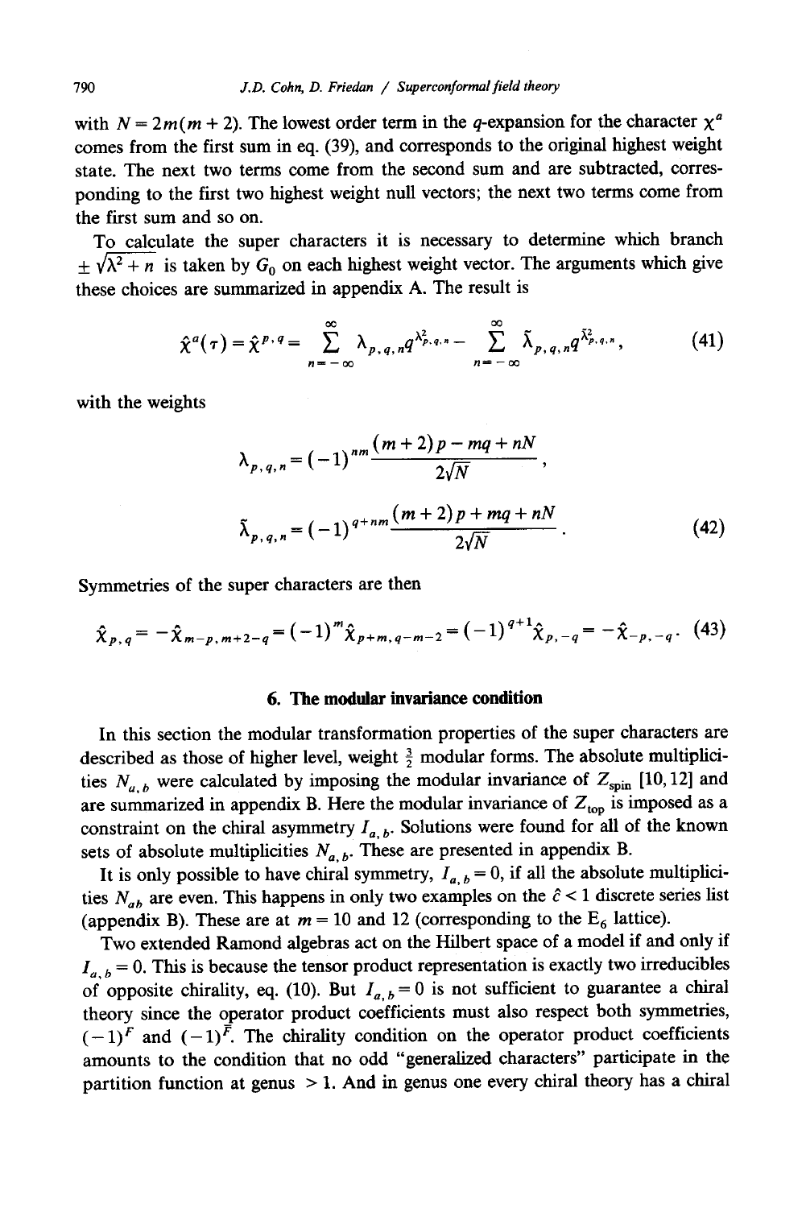with $N = 2m(m+2)$. The lowest order term in the $q$-expansion for the character $\chi^a$ comes from the first sum in eq. (39), and corresponds to the original highest weight state. The next two terms come from the second sum and are subtracted, corresponding to the first two highest weight null vectors; the next two terms come from the first sum and so on.

To calculate the super characters it is necessary to determine which branch $\pm\sqrt{\lambda^2 + n}$ is taken by $G_0$ on each highest weight vector. The arguments which give these choices are summarized in appendix A. The result is

$$\hat{\chi}^a(\tau) = \hat{\chi}^{p,q} = \sum_{n=-\infty}^{\infty} \lambda_{p,q,n} q^{\lambda^2_{p,q,n}} - \sum_{n=-\infty}^{\infty} \tilde{\lambda}_{p,q,n} q^{\tilde{\lambda}^2_{p,q,n}}, \tag{41}$$

with the weights

$$\lambda_{p,q,n} = (-1)^{nm} \frac{(m+2)p - mq + nN}{2\sqrt{N}},$$

$$\tilde{\lambda}_{p,q,n} = (-1)^{q+nm} \frac{(m+2)p + mq + nN}{2\sqrt{N}}. \tag{42}$$

Symmetries of the super characters are then

$$\hat{\chi}_{p,q} = -\hat{\chi}_{m-p,m+2-q} = (-1)^m \hat{\chi}_{p+m,q-m-2} = (-1)^{q+1}\hat{\chi}_{p,-q} = -\hat{\chi}_{-p,-q}. \tag{43}$$

## 6. The modular invariance condition

In this section the modular transformation properties of the super characters are described as those of higher level, weight $\frac{3}{2}$ modular forms. The absolute multiplicities $N_{a,b}$ were calculated by imposing the modular invariance of $Z_{\text{spin}}$ [10,12] and are summarized in appendix B. Here the modular invariance of $Z_{\text{top}}$ is imposed as a constraint on the chiral asymmetry $I_{a,b}$. Solutions were found for all of the known sets of absolute multiplicities $N_{a,b}$. These are presented in appendix B.

It is only possible to have chiral symmetry, $I_{a,b} = 0$, if all the absolute multiplicities $N_{ab}$ are even. This happens in only two examples on the $\hat{c} < 1$ discrete series list (appendix B). These are at $m = 10$ and 12 (corresponding to the $E_6$ lattice).

Two extended Ramond algebras act on the Hilbert space of a model if and only if $I_{a,b} = 0$. This is because the tensor product representation is exactly two irreducibles of opposite chirality, eq. (10). But $I_{a,b} = 0$ is not sufficient to guarantee a chiral theory since the operator product coefficients must also respect both symmetries, $(-1)^F$ and $(-1)^{\bar{F}}$. The chirality condition on the operator product coefficients amounts to the condition that no odd "generalized characters" participate in the partition function at genus $> 1$. And in genus one every chiral theory has a chiral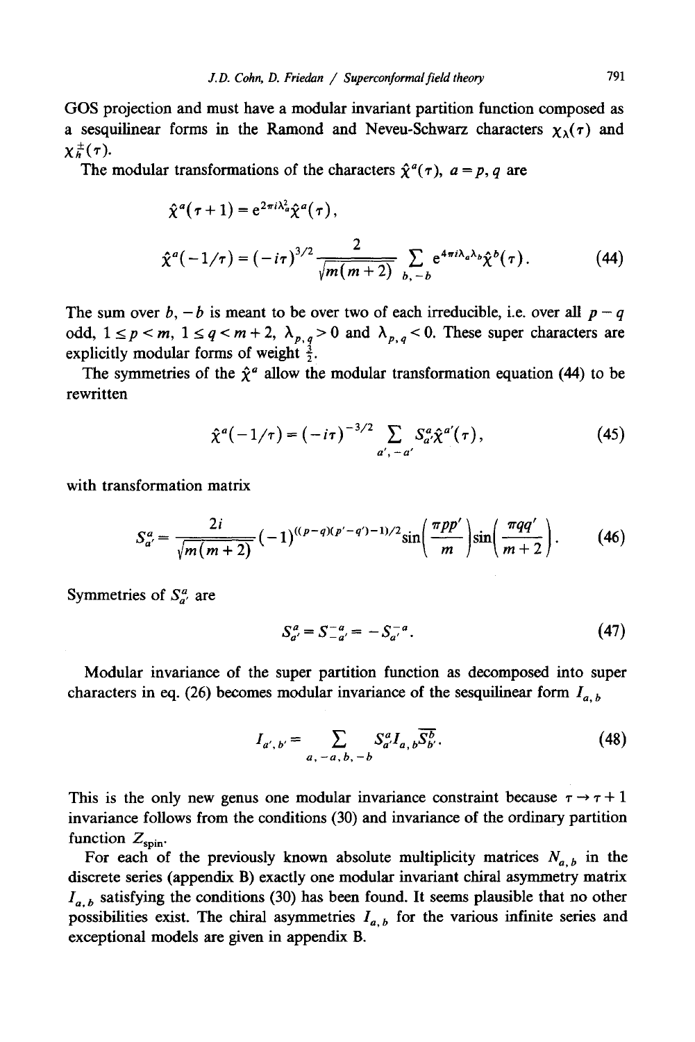GOS projection and must have a modular invariant partition function composed as a sesquilinear forms in the Ramond and Neveu-Schwarz characters $\chi_\lambda(\tau)$ and $\chi_h^{\pm}(\tau)$.

The modular transformations of the characters $\hat{\chi}^a(\tau)$, $a = p, q$ are

$$\hat{\chi}^a(\tau+1) = e^{2\pi i \lambda_a^2} \hat{\chi}^a(\tau),$$

$$\hat{\chi}^a(-1/\tau) = (-i\tau)^{3/2} \frac{2}{\sqrt{m(m+2)}} \sum_{b,-b} e^{4\pi i \lambda_a \lambda_b} \hat{\chi}^b(\tau). \tag{44}$$

The sum over $b, -b$ is meant to be over two of each irreducible, i.e. over all $p-q$ odd, $1 \leq p < m$, $1 \leq q < m+2$, $\lambda_{p,q} > 0$ and $\lambda_{p,q} < 0$. These super characters are explicitly modular forms of weight $\frac{3}{2}$.

The symmetries of the $\hat{\chi}^a$ allow the modular transformation equation (44) to be rewritten

$$\hat{\chi}^a(-1/\tau) = (-i\tau)^{-3/2} \sum_{a',-a'} S^a_{a'} \hat{\chi}^{a'}(\tau), \tag{45}$$

with transformation matrix

$$S^a_{a'} = \frac{2i}{\sqrt{m(m+2)}} (-1)^{((p-q)(p'-q')-1)/2} \sin\left(\frac{\pi p p'}{m}\right) \sin\left(\frac{\pi q q'}{m+2}\right). \tag{46}$$

Symmetries of $S^a_{a'}$ are

$$S^a_{a'} = S^{-a}_{-a'} = -S^{-a}_{a'}. \tag{47}$$

Modular invariance of the super partition function as decomposed into super characters in eq. (26) becomes modular invariance of the sesquilinear form $I_{a,b}$

$$I_{a',b'} = \sum_{a,-a,b,-b} S^a_{a'} I_{a,b} \overline{S^b_{b'}}. \tag{48}$$

This is the only new genus one modular invariance constraint because $\tau \to \tau + 1$ invariance follows from the conditions (30) and invariance of the ordinary partition function $Z_{\text{spin}}$.

For each of the previously known absolute multiplicity matrices $N_{a,b}$ in the discrete series (appendix B) exactly one modular invariant chiral asymmetry matrix $I_{a,b}$ satisfying the conditions (30) has been found. It seems plausible that no other possibilities exist. The chiral asymmetries $I_{a,b}$ for the various infinite series and exceptional models are given in appendix B.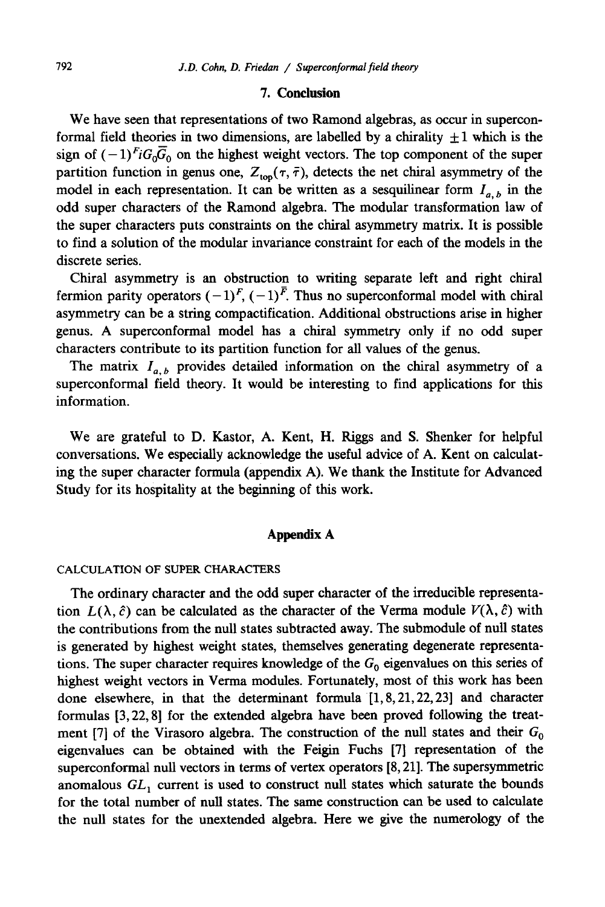## 7. Conclusion

We have seen that representations of two Ramond algebras, as occur in superconformal field theories in two dimensions, are labelled by a chirality $\pm 1$ which is the sign of $(-1)^F i G_0 \bar{G}_0$ on the highest weight vectors. The top component of the super partition function in genus one, $Z_{\text{top}}(\tau, \bar{\tau})$, detects the net chiral asymmetry of the model in each representation. It can be written as a sesquilinear form $I_{a,b}$ in the odd super characters of the Ramond algebra. The modular transformation law of the super characters puts constraints on the chiral asymmetry matrix. It is possible to find a solution of the modular invariance constraint for each of the models in the discrete series.

Chiral asymmetry is an obstruction to writing separate left and right chiral fermion parity operators $(-1)^F$, $(-1)^{\bar{F}}$. Thus no superconformal model with chiral asymmetry can be a string compactification. Additional obstructions arise in higher genus. A superconformal model has a chiral symmetry only if no odd super characters contribute to its partition function for all values of the genus.

The matrix $I_{a,b}$ provides detailed information on the chiral asymmetry of a superconformal field theory. It would be interesting to find applications for this information.

We are grateful to D. Kastor, A. Kent, H. Riggs and S. Shenker for helpful conversations. We especially acknowledge the useful advice of A. Kent on calculating the super character formula (appendix A). We thank the Institute for Advanced Study for its hospitality at the beginning of this work.

## Appendix A

### CALCULATION OF SUPER CHARACTERS

The ordinary character and the odd super character of the irreducible representation $L(\lambda, \hat{c})$ can be calculated as the character of the Verma module $V(\lambda, \hat{c})$ with the contributions from the null states subtracted away. The submodule of null states is generated by highest weight states, themselves generating degenerate representations. The super character requires knowledge of the $G_0$ eigenvalues on this series of highest weight vectors in Verma modules. Fortunately, most of this work has been done elsewhere, in that the determinant formula [1, 8, 21, 22, 23] and character formulas [3, 22, 8] for the extended algebra have been proved following the treatment [7] of the Virasoro algebra. The construction of the null states and their $G_0$ eigenvalues can be obtained with the Feigin Fuchs [7] representation of the superconformal null vectors in terms of vertex operators [8, 21]. The supersymmetric anomalous $GL_1$ current is used to construct null states which saturate the bounds for the total number of null states. The same construction can be used to calculate the null states for the unextended algebra. Here we give the numerology of the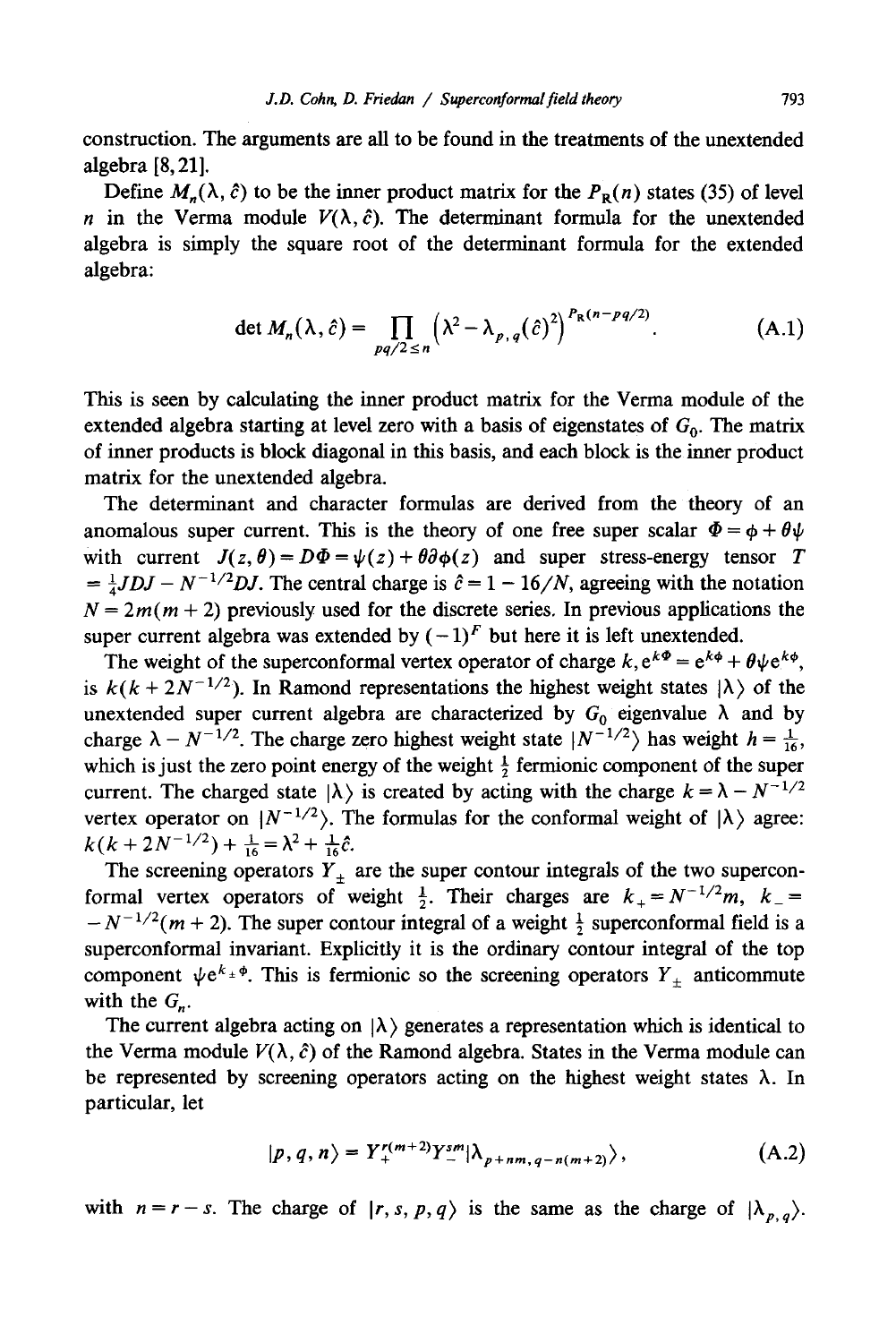construction. The arguments are all to be found in the treatments of the unextended algebra [8,21].

Define $M_n(\lambda, \hat{c})$ to be the inner product matrix for the $P_R(n)$ states (35) of level $n$ in the Verma module $V(\lambda, \hat{c})$. The determinant formula for the unextended algebra is simply the square root of the determinant formula for the extended algebra:

$$\det M_n(\lambda, \hat{c}) = \prod_{pq/2 \leq n} \left(\lambda^2 - \lambda_{p,q}(\hat{c})^2\right)^{P_R(n-pq/2)}. \tag{A.1}$$

This is seen by calculating the inner product matrix for the Verma module of the extended algebra starting at level zero with a basis of eigenstates of $G_0$. The matrix of inner products is block diagonal in this basis, and each block is the inner product matrix for the unextended algebra.

The determinant and character formulas are derived from the theory of an anomalous super current. This is the theory of one free super scalar $\Phi = \phi + \theta\psi$ with current $J(z, \theta) = D\Phi = \psi(z) + \theta\partial\phi(z)$ and super stress-energy tensor $T = \frac{1}{4}JDJ - N^{-1/2}DJ$. The central charge is $\hat{c} = 1 - 16/N$, agreeing with the notation $N = 2m(m+2)$ previously used for the discrete series. In previous applications the super current algebra was extended by $(-1)^F$ but here it is left unextended.

The weight of the superconformal vertex operator of charge $k$, $e^{k\Phi} = e^{k\phi} + \theta\psi e^{k\phi}$, is $k(k + 2N^{-1/2})$. In Ramond representations the highest weight states $|\lambda\rangle$ of the unextended super current algebra are characterized by $G_0$ eigenvalue $\lambda$ and by charge $\lambda - N^{-1/2}$. The charge zero highest weight state $|N^{-1/2}\rangle$ has weight $h = \frac{1}{16}$, which is just the zero point energy of the weight $\frac{1}{2}$ fermionic component of the super current. The charged state $|\lambda\rangle$ is created by acting with the charge $k = \lambda - N^{-1/2}$ vertex operator on $|N^{-1/2}\rangle$. The formulas for the conformal weight of $|\lambda\rangle$ agree: $k(k + 2N^{-1/2}) + \frac{1}{16} = \lambda^2 + \frac{1}{16}\hat{c}$.

The screening operators $Y_\pm$ are the super contour integrals of the two superconformal vertex operators of weight $\frac{1}{2}$. Their charges are $k_+ = N^{-1/2}m$, $k_- = -N^{-1/2}(m+2)$. The super contour integral of a weight $\frac{1}{2}$ superconformal field is a superconformal invariant. Explicitly it is the ordinary contour integral of the top component $\psi e^{k_\pm \phi}$. This is fermionic so the screening operators $Y_\pm$ anticommute with the $G_n$.

The current algebra acting on $|\lambda\rangle$ generates a representation which is identical to the Verma module $V(\lambda, \hat{c})$ of the Ramond algebra. States in the Verma module can be represented by screening operators acting on the highest weight states $\lambda$. In particular, let

$$|p, q, n\rangle = Y_+^{r(m+2)} Y_-^{sm} |\lambda_{p+nm,\, q-n(m+2)}\rangle, \tag{A.2}$$

with $n = r - s$. The charge of $|r, s, p, q\rangle$ is the same as the charge of $|\lambda_{p,q}\rangle$.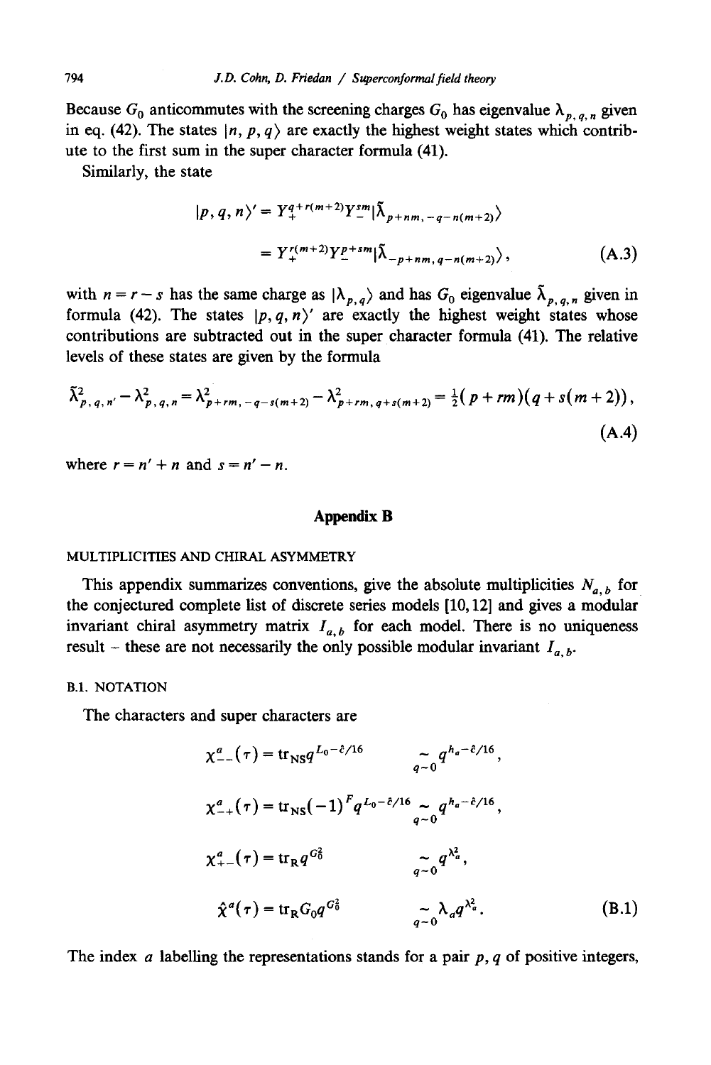Because $G_0$ anticommutes with the screening charges $G_0$ has eigenvalue $\lambda_{p,q,n}$ given in eq. (42). The states $|n, p, q\rangle$ are exactly the highest weight states which contribute to the first sum in the super character formula (41).

Similarly, the state

$$
\begin{aligned}
|p, q, n\rangle' &= Y_+^{q+r(m+2)} Y_-^{sm} |\tilde{\lambda}_{p+nm, -q-n(m+2)}\rangle \\
&= Y_+^{r(m+2)} Y_-^{p+sm} |\tilde{\lambda}_{-p+nm, q-n(m+2)}\rangle,
\end{aligned}
\tag{A.3}
$$

with $n = r - s$ has the same charge as $|\lambda_{p,q}\rangle$ and has $G_0$ eigenvalue $\tilde{\lambda}_{p,q,n}$ given in formula (42). The states $|p, q, n\rangle'$ are exactly the highest weight states whose contributions are subtracted out in the super character formula (41). The relative levels of these states are given by the formula

$$
\tilde{\lambda}^2_{p,q,n'} - \lambda^2_{p,q,n} = \lambda^2_{p+rm, -q-s(m+2)} - \lambda^2_{p+rm, q+s(m+2)} = \tfrac{1}{2}(p + rm)(q + s(m+2)),
\tag{A.4}
$$

where $r = n' + n$ and $s = n' - n$.

## Appendix B

### MULTIPLICITIES AND CHIRAL ASYMMETRY

This appendix summarizes conventions, give the absolute multiplicities $N_{a,b}$ for the conjectured complete list of discrete series models [10, 12] and gives a modular invariant chiral asymmetry matrix $I_{a,b}$ for each model. There is no uniqueness result – these are not necessarily the only possible modular invariant $I_{a,b}$.

#### B.1. NOTATION

The characters and super characters are

$$
\begin{aligned}
\chi^a_{--}(\tau) &= \mathrm{tr}_{\mathrm{NS}} q^{L_0 - \hat{c}/16} &&\underset{q\sim 0}{\sim} q^{h_a - \hat{c}/16}, \\
\chi^a_{-+}(\tau) &= \mathrm{tr}_{\mathrm{NS}} (-1)^F q^{L_0 - \hat{c}/16} &&\underset{q\sim 0}{\sim} q^{h_a - \hat{c}/16}, \\
\chi^a_{+-}(\tau) &= \mathrm{tr}_{\mathrm{R}} q^{G_0^2} &&\underset{q\sim 0}{\sim} q^{\lambda_a^2}, \\
\hat{\chi}^a(\tau) &= \mathrm{tr}_{\mathrm{R}} G_0 q^{G_0^2} &&\underset{q\sim 0}{\sim} \lambda_a q^{\lambda_a^2}.
\end{aligned}
\tag{B.1}
$$

The index $a$ labelling the representations stands for a pair $p, q$ of positive integers,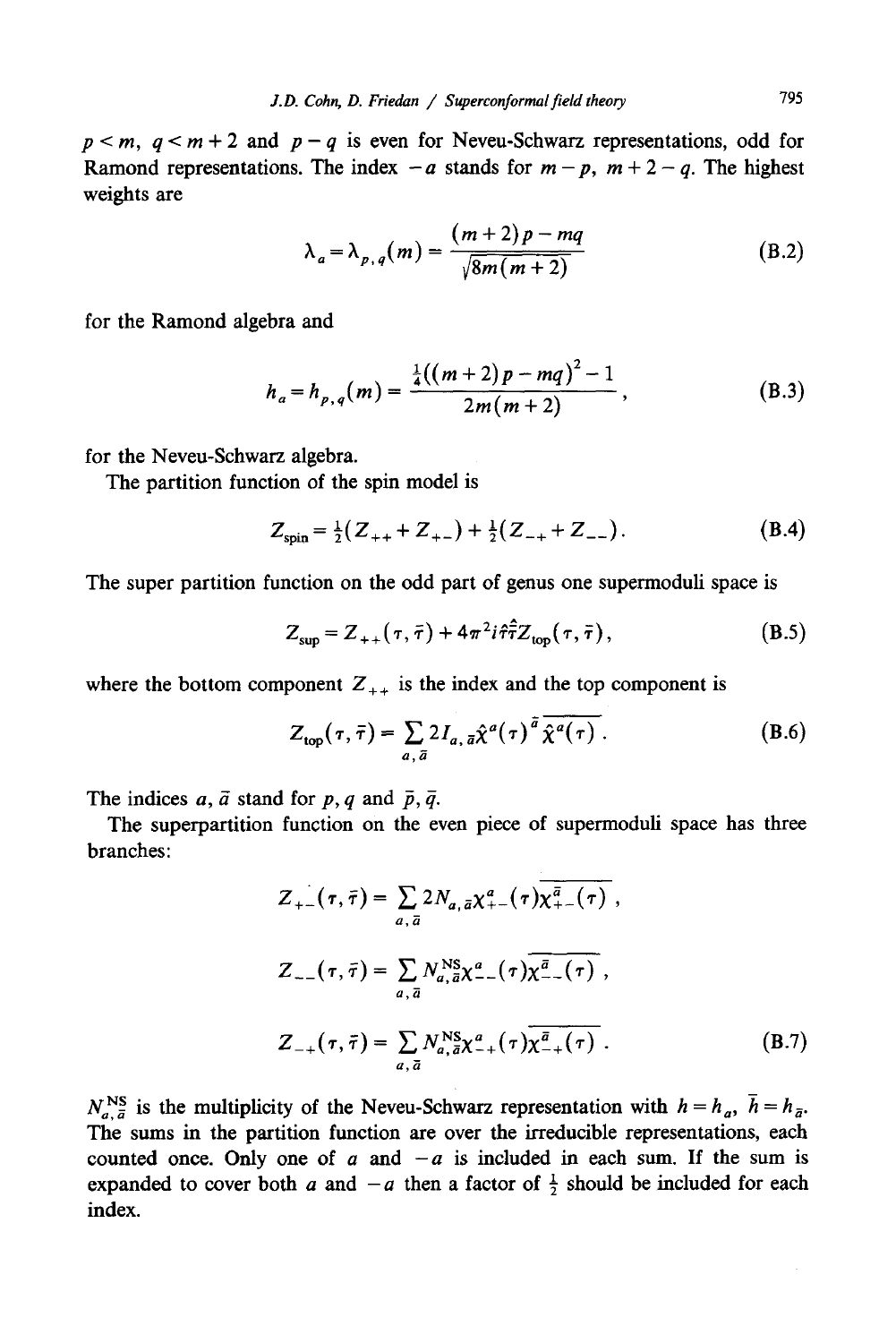$p < m$, $q < m+2$ and $p-q$ is even for Neveu-Schwarz representations, odd for Ramond representations. The index $-a$ stands for $m-p$, $m+2-q$. The highest weights are

$$\lambda_a = \lambda_{p,q}(m) = \frac{(m+2)p - mq}{\sqrt{8m(m+2)}} \tag{B.2}$$

for the Ramond algebra and

$$h_a = h_{p,q}(m) = \frac{\frac{1}{4}((m+2)p - mq)^2 - 1}{2m(m+2)}, \tag{B.3}$$

for the Neveu-Schwarz algebra.

The partition function of the spin model is

$$Z_{\text{spin}} = \tfrac{1}{2}(Z_{++} + Z_{+-}) + \tfrac{1}{2}(Z_{-+} + Z_{--}). \tag{B.4}$$

The super partition function on the odd part of genus one supermoduli space is

$$Z_{\text{sup}} = Z_{++}(\tau, \bar{\tau}) + 4\pi^2 i \hat{\tau} \hat{\bar{\tau}} Z_{\text{top}}(\tau, \bar{\tau}), \tag{B.5}$$

where the bottom component $Z_{++}$ is the index and the top component is

$$Z_{\text{top}}(\tau, \bar{\tau}) = \sum_{a, \bar{a}} 2 I_{a, \bar{a}} \hat{\chi}^a(\tau) \overline{{}^{\bar{a}} \hat{\chi}^a(\tau)}. \tag{B.6}$$

The indices $a, \bar{a}$ stand for $p, q$ and $\bar{p}, \bar{q}$.

The superpartition function on the even piece of supermoduli space has three branches:

$$Z_{+-}(\tau, \bar{\tau}) = \sum_{a, \bar{a}} 2 N_{a, \bar{a}} \chi^a_{+-}(\tau) \overline{\chi^{\bar{a}}_{+-}(\tau)},$$

$$Z_{--}(\tau, \bar{\tau}) = \sum_{a, \bar{a}} N^{\text{NS}}_{a, \bar{a}} \chi^a_{--}(\tau) \overline{\chi^{\bar{a}}_{--}(\tau)},$$

$$Z_{-+}(\tau, \bar{\tau}) = \sum_{a, \bar{a}} N^{\text{NS}}_{a, \bar{a}} \chi^a_{-+}(\tau) \overline{\chi^{\bar{a}}_{-+}(\tau)}. \tag{B.7}$$

$N^{\text{NS}}_{a, \bar{a}}$ is the multiplicity of the Neveu-Schwarz representation with $h = h_a$, $\bar{h} = h_{\bar{a}}$. The sums in the partition function are over the irreducible representations, each counted once. Only one of $a$ and $-a$ is included in each sum. If the sum is expanded to cover both $a$ and $-a$ then a factor of $\frac{1}{2}$ should be included for each index.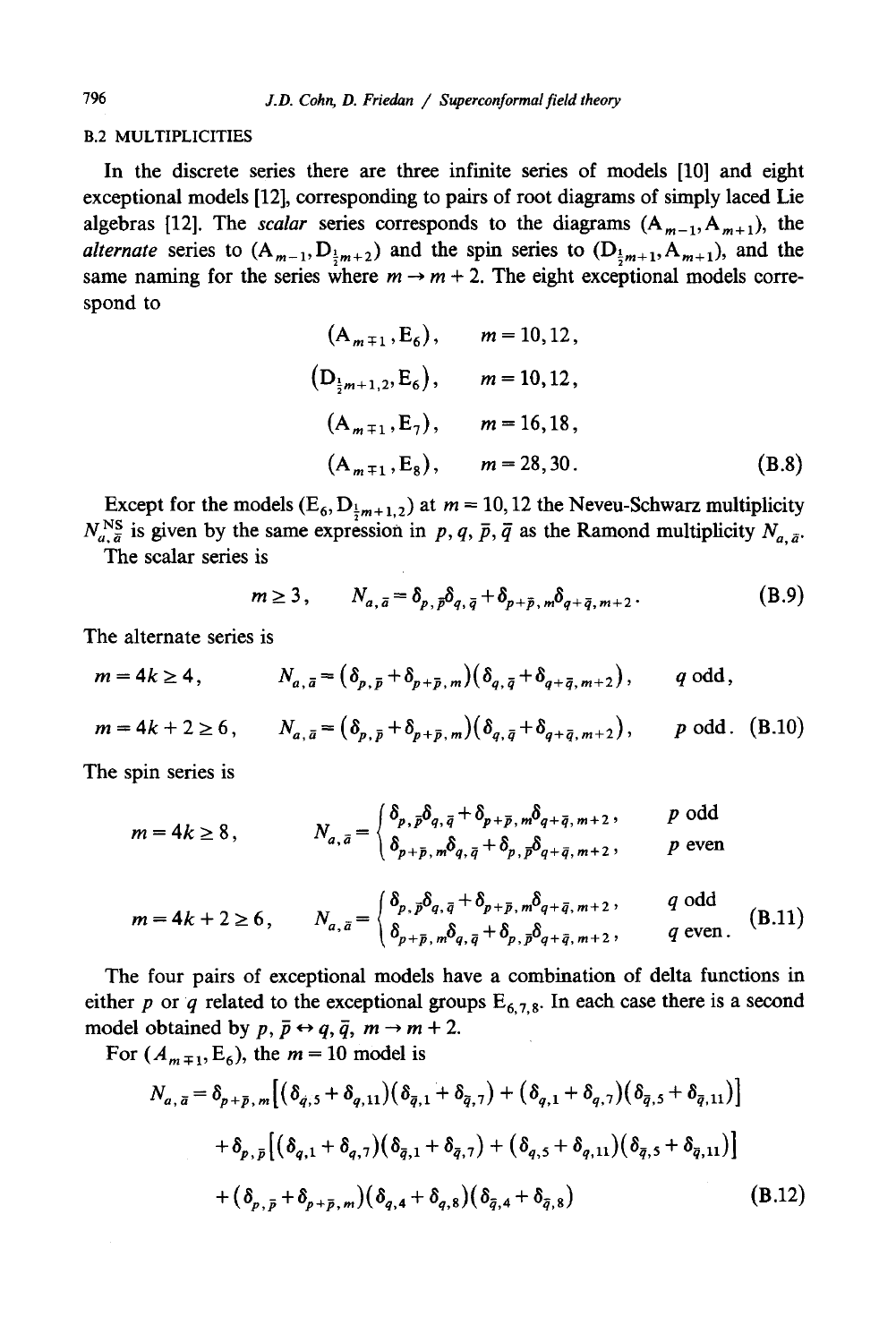## B.2 MULTIPLICITIES

In the discrete series there are three infinite series of models [10] and eight exceptional models [12], corresponding to pairs of root diagrams of simply laced Lie algebras [12]. The *scalar* series corresponds to the diagrams $(\mathrm{A}_{m-1}, \mathrm{A}_{m+1})$, the *alternate* series to $(\mathrm{A}_{m-1}, \mathrm{D}_{\frac{1}{2}m+2})$ and the spin series to $(\mathrm{D}_{\frac{1}{2}m+1}, \mathrm{A}_{m+1})$, and the same naming for the series where $m \to m+2$. The eight exceptional models correspond to

$$
\begin{aligned}
&(\mathrm{A}_{m\mp 1}, \mathrm{E}_6), && m = 10, 12, \\
&(\mathrm{D}_{\frac{1}{2}m+1,2}, \mathrm{E}_6), && m = 10, 12, \\
&(\mathrm{A}_{m\mp 1}, \mathrm{E}_7), && m = 16, 18, \\
&(\mathrm{A}_{m\mp 1}, \mathrm{E}_8), && m = 28, 30.
\end{aligned}
\tag{B.8}
$$

Except for the models $(\mathrm{E}_6, \mathrm{D}_{\frac{1}{2}m+1,2})$ at $m = 10, 12$ the Neveu-Schwarz multiplicity $N^{\mathrm{NS}}_{a,\bar{a}}$ is given by the same expression in $p, q, \bar{p}, \bar{q}$ as the Ramond multiplicity $N_{a,\bar{a}}$.

The scalar series is

$$
m \geq 3, \qquad N_{a,\bar{a}} = \delta_{p,\bar{p}}\delta_{q,\bar{q}} + \delta_{p+\bar{p},m}\delta_{q+\bar{q},m+2}\,. \tag{B.9}
$$

The alternate series is

$$
\begin{aligned}
&m = 4k \geq 4, && N_{a,\bar{a}} = \left(\delta_{p,\bar{p}} + \delta_{p+\bar{p},m}\right)\left(\delta_{q,\bar{q}} + \delta_{q+\bar{q},m+2}\right), && q \text{ odd}, \\
&m = 4k+2 \geq 6, && N_{a,\bar{a}} = \left(\delta_{p,\bar{p}} + \delta_{p+\bar{p},m}\right)\left(\delta_{q,\bar{q}} + \delta_{q+\bar{q},m+2}\right), && p \text{ odd}.
\end{aligned}
\tag{B.10}
$$

The spin series is

$$
m = 4k \geq 8, \qquad N_{a,\bar{a}} = \begin{cases} \delta_{p,\bar{p}}\delta_{q,\bar{q}} + \delta_{p+\bar{p},m}\delta_{q+\bar{q},m+2}\,, & p \text{ odd} \\ \delta_{p+\bar{p},m}\delta_{q,\bar{q}} + \delta_{p,\bar{p}}\delta_{q+\bar{q},m+2}\,, & p \text{ even} \end{cases}
$$

$$
m = 4k+2 \geq 6, \qquad N_{a,\bar{a}} = \begin{cases} \delta_{p,\bar{p}}\delta_{q,\bar{q}} + \delta_{p+\bar{p},m}\delta_{q+\bar{q},m+2}\,, & q \text{ odd} \\ \delta_{p+\bar{p},m}\delta_{q,\bar{q}} + \delta_{p,\bar{p}}\delta_{q+\bar{q},m+2}\,, & q \text{ even}. \end{cases}
\tag{B.11}
$$

The four pairs of exceptional models have a combination of delta functions in either $p$ or $q$ related to the exceptional groups $\mathrm{E}_{6,7,8}$. In each case there is a second model obtained by $p, \bar{p} \leftrightarrow q, \bar{q}$, $m \to m+2$.

For $(A_{m\mp 1}, \mathrm{E}_6)$, the $m = 10$ model is

$$
\begin{aligned}
N_{a,\bar{a}} = {} & \delta_{p+\bar{p},m}\left[\left(\delta_{q,5} + \delta_{q,11}\right)\left(\delta_{\bar{q},1} + \delta_{\bar{q},7}\right) + \left(\delta_{q,1} + \delta_{q,7}\right)\left(\delta_{\bar{q},5} + \delta_{\bar{q},11}\right)\right] \\
& + \delta_{p,\bar{p}}\left[\left(\delta_{q,1} + \delta_{q,7}\right)\left(\delta_{\bar{q},1} + \delta_{\bar{q},7}\right) + \left(\delta_{q,5} + \delta_{q,11}\right)\left(\delta_{\bar{q},5} + \delta_{\bar{q},11}\right)\right] \\
& + \left(\delta_{p,\bar{p}} + \delta_{p+\bar{p},m}\right)\left(\delta_{q,4} + \delta_{q,8}\right)\left(\delta_{\bar{q},4} + \delta_{\bar{q},8}\right)
\end{aligned}
\tag{B.12}
$$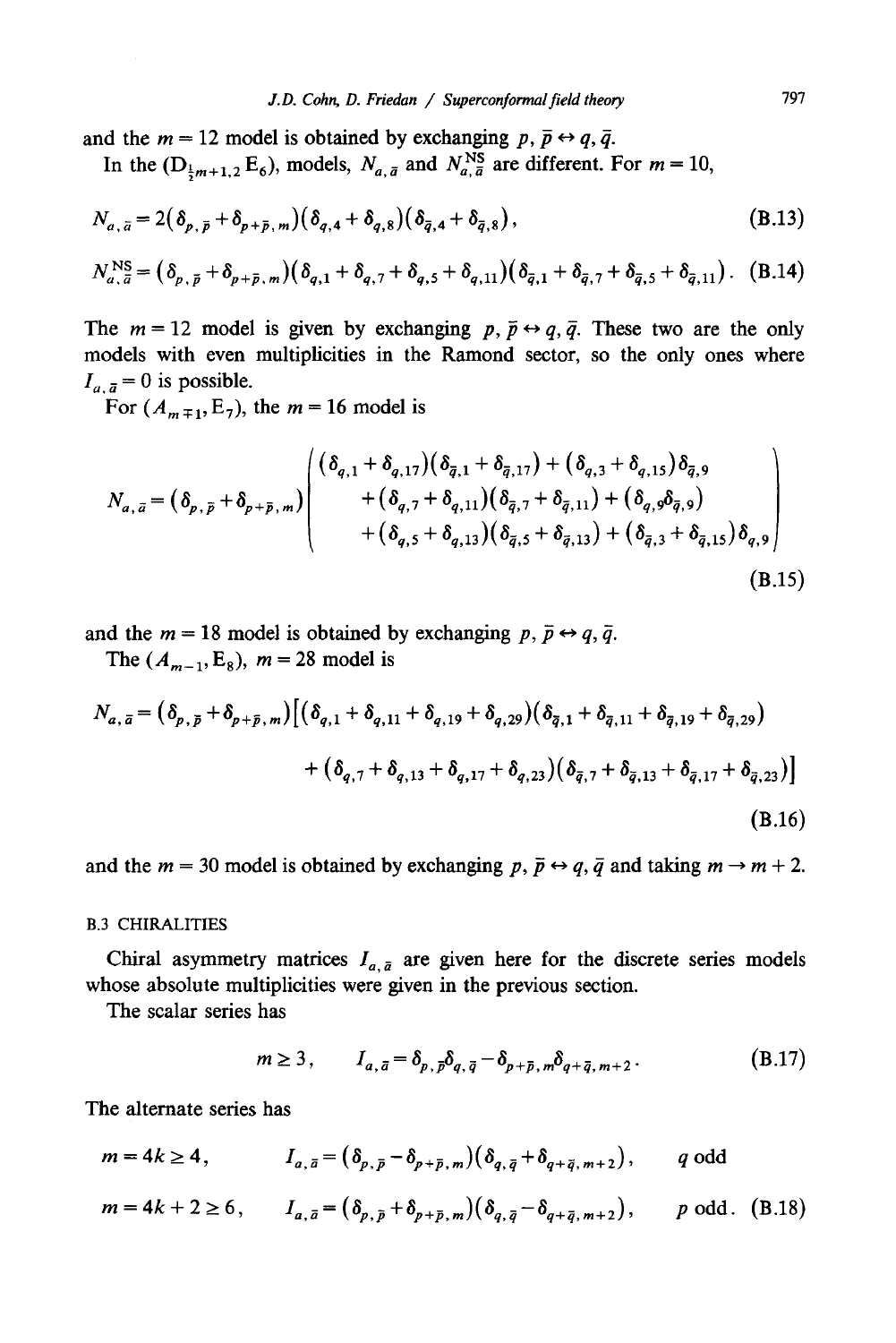and the $m = 12$ model is obtained by exchanging $p, \bar{p} \leftrightarrow q, \bar{q}$.

In the $(D_{\frac{1}{2}m+1,2}\, E_6)$, models, $N_{a,\bar{a}}$ and $N^{\mathrm{NS}}_{a,\bar{a}}$ are different. For $m = 10$,

$$N_{a,\bar{a}} = 2(\delta_{p,\bar{p}} + \delta_{p+\bar{p},m})(\delta_{q,4} + \delta_{q,8})(\delta_{\bar{q},4} + \delta_{\bar{q},8}), \tag{B.13}$$

$$N^{\mathrm{NS}}_{a,\bar{a}} = (\delta_{p,\bar{p}} + \delta_{p+\bar{p},m})(\delta_{q,1} + \delta_{q,7} + \delta_{q,5} + \delta_{q,11})(\delta_{\bar{q},1} + \delta_{\bar{q},7} + \delta_{\bar{q},5} + \delta_{\bar{q},11}). \tag{B.14}$$

The $m = 12$ model is given by exchanging $p, \bar{p} \leftrightarrow q, \bar{q}$. These two are the only models with even multiplicities in the Ramond sector, so the only ones where $I_{a,\bar{a}} = 0$ is possible.

For $(A_{m\mp 1}, E_7)$, the $m = 16$ model is

$$N_{a,\bar{a}} = (\delta_{p,\bar{p}} + \delta_{p+\bar{p},m}) \begin{pmatrix} (\delta_{q,1} + \delta_{q,17})(\delta_{\bar{q},1} + \delta_{\bar{q},17}) + (\delta_{q,3} + \delta_{q,15})\delta_{\bar{q},9} \\ + (\delta_{q,7} + \delta_{q,11})(\delta_{\bar{q},7} + \delta_{\bar{q},11}) + (\delta_{q,9}\delta_{\bar{q},9}) \\ + (\delta_{q,5} + \delta_{q,13})(\delta_{\bar{q},5} + \delta_{\bar{q},13}) + (\delta_{\bar{q},3} + \delta_{\bar{q},15})\delta_{q,9} \end{pmatrix} \tag{B.15}$$

and the $m = 18$ model is obtained by exchanging $p, \bar{p} \leftrightarrow q, \bar{q}$.

The $(A_{m-1}, E_8)$, $m = 28$ model is

$$\begin{aligned} N_{a,\bar{a}} = (\delta_{p,\bar{p}} + \delta_{p+\bar{p},m})\big[&(\delta_{q,1} + \delta_{q,11} + \delta_{q,19} + \delta_{q,29})(\delta_{\bar{q},1} + \delta_{\bar{q},11} + \delta_{\bar{q},19} + \delta_{\bar{q},29}) \\ &+ (\delta_{q,7} + \delta_{q,13} + \delta_{q,17} + \delta_{q,23})(\delta_{\bar{q},7} + \delta_{\bar{q},13} + \delta_{\bar{q},17} + \delta_{\bar{q},23})\big] \end{aligned} \tag{B.16}$$

and the $m = 30$ model is obtained by exchanging $p, \bar{p} \leftrightarrow q, \bar{q}$ and taking $m \to m + 2$.

### B.3 CHIRALITIES

Chiral asymmetry matrices $I_{a,\bar{a}}$ are given here for the discrete series models whose absolute multiplicities were given in the previous section.

The scalar series has

$$m \geq 3, \qquad I_{a,\bar{a}} = \delta_{p,\bar{p}}\delta_{q,\bar{q}} - \delta_{p+\bar{p},m}\delta_{q+\bar{q},m+2}. \tag{B.17}$$

The alternate series has

$$\begin{aligned} m = 4k \geq 4, \qquad & I_{a,\bar{a}} = (\delta_{p,\bar{p}} - \delta_{p+\bar{p},m})(\delta_{q,\bar{q}} + \delta_{q+\bar{q},m+2}), \qquad q \text{ odd} \\ m = 4k + 2 \geq 6, \qquad & I_{a,\bar{a}} = (\delta_{p,\bar{p}} + \delta_{p+\bar{p},m})(\delta_{q,\bar{q}} - \delta_{q+\bar{q},m+2}), \qquad p \text{ odd}. \end{aligned} \tag{B.18}$$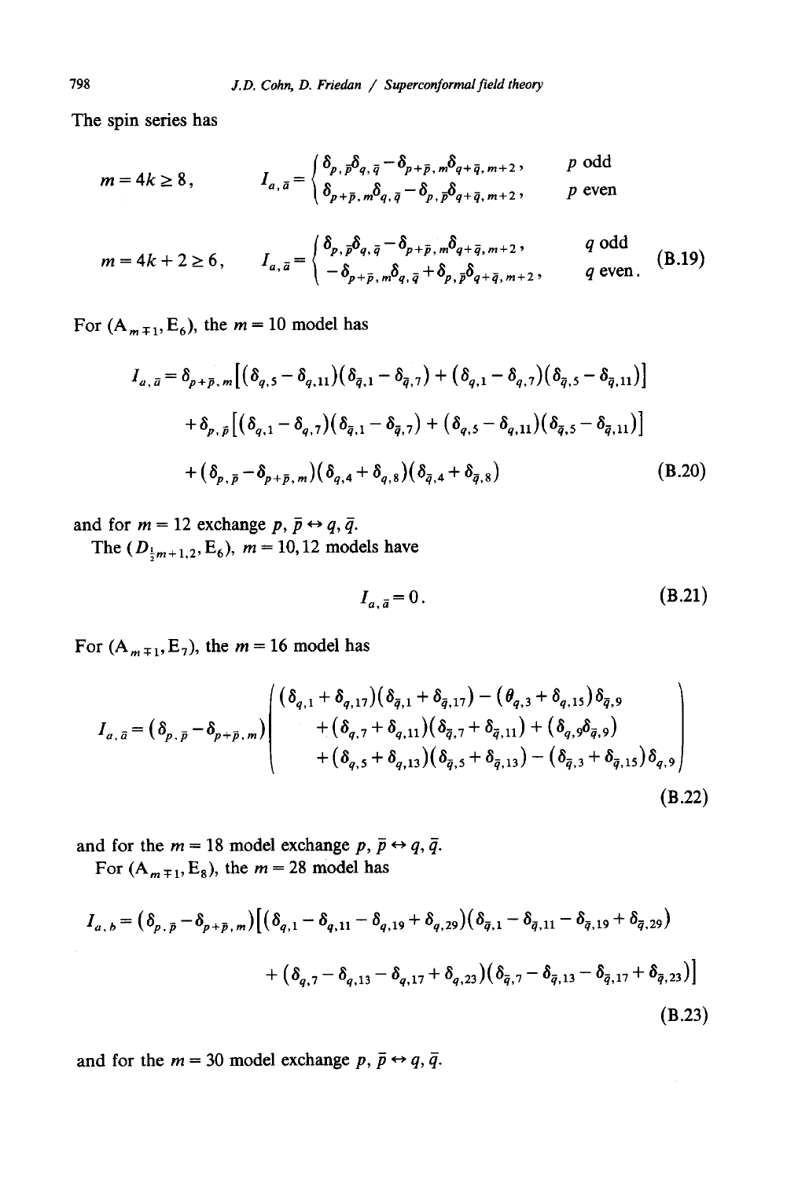The spin series has

$$
m = 4k \geq 8, \qquad I_{a,\bar{a}} = \begin{cases} \delta_{p,\bar{p}}\delta_{q,\bar{q}} - \delta_{p+\bar{p},m}\delta_{q+\bar{q},m+2}, & p \text{ odd} \\ \delta_{p+\bar{p},m}\delta_{q,\bar{q}} - \delta_{p,\bar{p}}\delta_{q+\bar{q},m+2}, & p \text{ even} \end{cases}
$$

$$
m = 4k+2 \geq 6, \qquad I_{a,\bar{a}} = \begin{cases} \delta_{p,\bar{p}}\delta_{q,\bar{q}} - \delta_{p+\bar{p},m}\delta_{q+\bar{q},m+2}, & q \text{ odd} \\ -\delta_{p+\bar{p},m}\delta_{q,\bar{q}} + \delta_{p,\bar{p}}\delta_{q+\bar{q},m+2}, & q \text{ even}. \end{cases} \tag{B.19}
$$

For $(A_{m\mp1}, E_6)$, the $m = 10$ model has

$$
\begin{aligned}
I_{a,\bar{a}} = {} & \delta_{p+\bar{p},m}\left[(\delta_{q,5} - \delta_{q,11})(\delta_{\bar{q},1} - \delta_{\bar{q},7}) + (\delta_{q,1} - \delta_{q,7})(\delta_{\bar{q},5} - \delta_{\bar{q},11})\right] \\
& + \delta_{p,\bar{p}}\left[(\delta_{q,1} - \delta_{q,7})(\delta_{\bar{q},1} - \delta_{\bar{q},7}) + (\delta_{q,5} - \delta_{q,11})(\delta_{\bar{q},5} - \delta_{\bar{q},11})\right] \\
& + (\delta_{p,\bar{p}} - \delta_{p+\bar{p},m})(\delta_{q,4} + \delta_{q,8})(\delta_{\bar{q},4} + \delta_{\bar{q},8})
\end{aligned} \tag{B.20}
$$

and for $m = 12$ exchange $p, \bar{p} \leftrightarrow q, \bar{q}$.

The $(D_{\frac{1}{2}m+1,2}, E_6)$, $m = 10, 12$ models have

$$
I_{a,\bar{a}} = 0. \tag{B.21}
$$

For $(A_{m\mp1}, E_7)$, the $m = 16$ model has

$$
I_{a,\bar{a}} = (\delta_{p,\bar{p}} - \delta_{p+\bar{p},m}) \left( \begin{aligned} & (\delta_{q,1} + \delta_{q,17})(\delta_{\bar{q},1} + \delta_{\bar{q},17}) - (\theta_{q,3} + \delta_{q,15})\delta_{\bar{q},9} \\ & + (\delta_{q,7} + \delta_{q,11})(\delta_{\bar{q},7} + \delta_{\bar{q},11}) + (\delta_{q,9}\delta_{\bar{q},9}) \\ & + (\delta_{q,5} + \delta_{q,13})(\delta_{\bar{q},5} + \delta_{\bar{q},13}) - (\delta_{\bar{q},3} + \delta_{\bar{q},15})\delta_{q,9} \end{aligned} \right) \tag{B.22}
$$

and for the $m = 18$ model exchange $p, \bar{p} \leftrightarrow q, \bar{q}$.

For $(A_{m\mp1}, E_8)$, the $m = 28$ model has

$$
\begin{aligned}
I_{a,b} = (\delta_{p,\bar{p}} - \delta_{p+\bar{p},m})\big[ & (\delta_{q,1} - \delta_{q,11} - \delta_{q,19} + \delta_{q,29})(\delta_{\bar{q},1} - \delta_{\bar{q},11} - \delta_{\bar{q},19} + \delta_{\bar{q},29}) \\
& + (\delta_{q,7} - \delta_{q,13} - \delta_{q,17} + \delta_{q,23})(\delta_{\bar{q},7} - \delta_{\bar{q},13} - \delta_{\bar{q},17} + \delta_{\bar{q},23})\big]
\end{aligned} \tag{B.23}
$$

and for the $m = 30$ model exchange $p, \bar{p} \leftrightarrow q, \bar{q}$.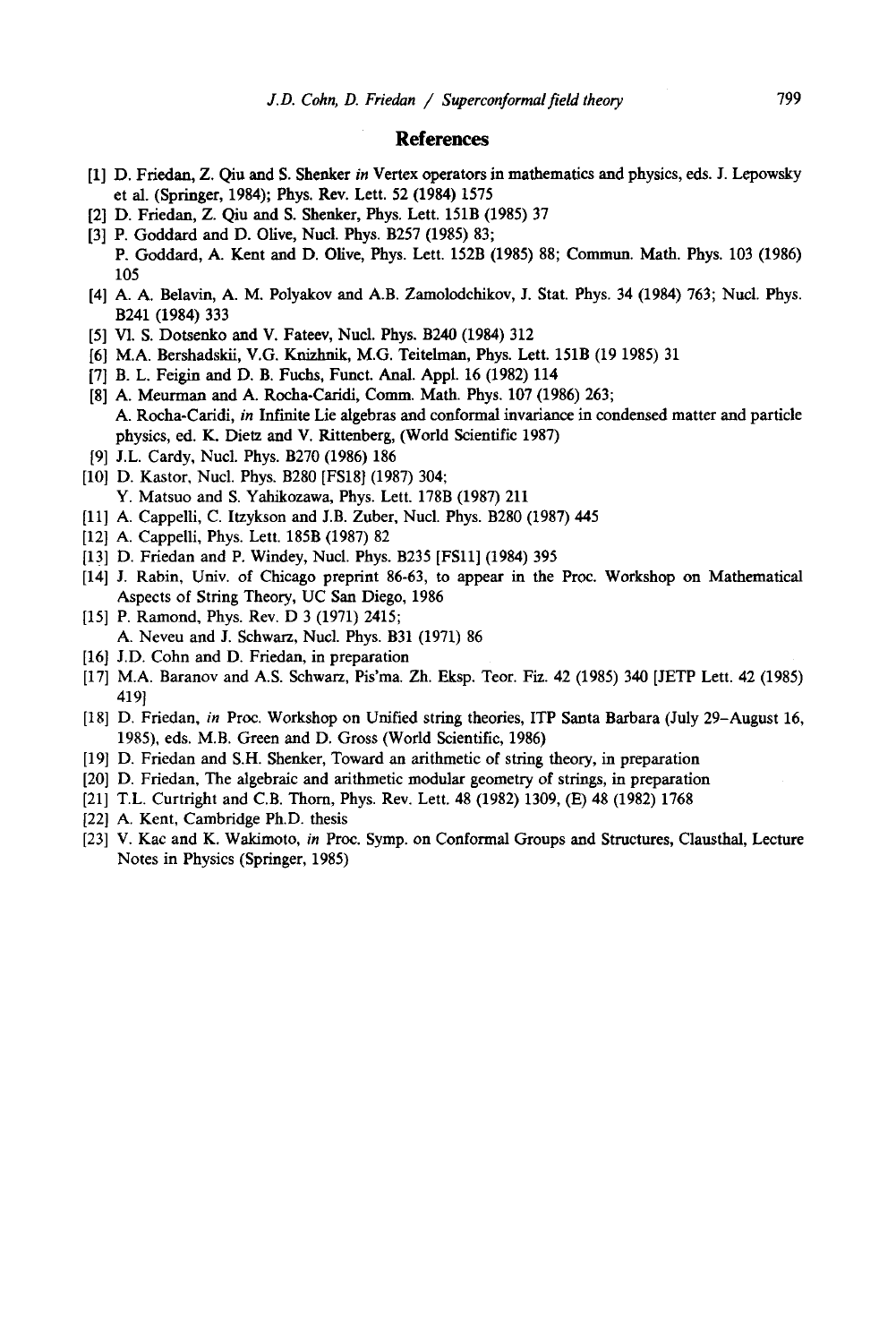## References

[1] D. Friedan, Z. Qiu and S. Shenker *in* Vertex operators in mathematics and physics, eds. J. Lepowsky et al. (Springer, 1984); Phys. Rev. Lett. 52 (1984) 1575

[2] D. Friedan, Z. Qiu and S. Shenker, Phys. Lett. 151B (1985) 37

[3] P. Goddard and D. Olive, Nucl. Phys. B257 (1985) 83;
P. Goddard, A. Kent and D. Olive, Phys. Lett. 152B (1985) 88; Commun. Math. Phys. 103 (1986) 105

[4] A. A. Belavin, A. M. Polyakov and A.B. Zamolodchikov, J. Stat. Phys. 34 (1984) 763; Nucl. Phys. B241 (1984) 333

[5] Vl. S. Dotsenko and V. Fateev, Nucl. Phys. B240 (1984) 312

[6] M.A. Bershadskii, V.G. Knizhnik, M.G. Teitelman, Phys. Lett. 151B (19 1985) 31

[7] B. L. Feigin and D. B. Fuchs, Funct. Anal. Appl. 16 (1982) 114

[8] A. Meurman and A. Rocha-Caridi, Comm. Math. Phys. 107 (1986) 263;
A. Rocha-Caridi, *in* Infinite Lie algebras and conformal invariance in condensed matter and particle physics, ed. K. Dietz and V. Rittenberg, (World Scientific 1987)

[9] J.L. Cardy, Nucl. Phys. B270 (1986) 186

[10] D. Kastor, Nucl. Phys. B280 [FS18] (1987) 304;
Y. Matsuo and S. Yahikozawa, Phys. Lett. 178B (1987) 211

[11] A. Cappelli, C. Itzykson and J.B. Zuber, Nucl. Phys. B280 (1987) 445

[12] A. Cappelli, Phys. Lett. 185B (1987) 82

[13] D. Friedan and P. Windey, Nucl. Phys. B235 [FS11] (1984) 395

[14] J. Rabin, Univ. of Chicago preprint 86-63, to appear in the Proc. Workshop on Mathematical Aspects of String Theory, UC San Diego, 1986

[15] P. Ramond, Phys. Rev. D 3 (1971) 2415;
A. Neveu and J. Schwarz, Nucl. Phys. B31 (1971) 86

[16] J.D. Cohn and D. Friedan, in preparation

[17] M.A. Baranov and A.S. Schwarz, Pis'ma. Zh. Eksp. Teor. Fiz. 42 (1985) 340 [JETP Lett. 42 (1985) 419]

[18] D. Friedan, *in* Proc. Workshop on Unified string theories, ITP Santa Barbara (July 29–August 16, 1985), eds. M.B. Green and D. Gross (World Scientific, 1986)

[19] D. Friedan and S.H. Shenker, Toward an arithmetic of string theory, in preparation

[20] D. Friedan, The algebraic and arithmetic modular geometry of strings, in preparation

[21] T.L. Curtright and C.B. Thorn, Phys. Rev. Lett. 48 (1982) 1309, (E) 48 (1982) 1768

[22] A. Kent, Cambridge Ph.D. thesis

[23] V. Kac and K. Wakimoto, *in* Proc. Symp. on Conformal Groups and Structures, Clausthal, Lecture Notes in Physics (Springer, 1985)